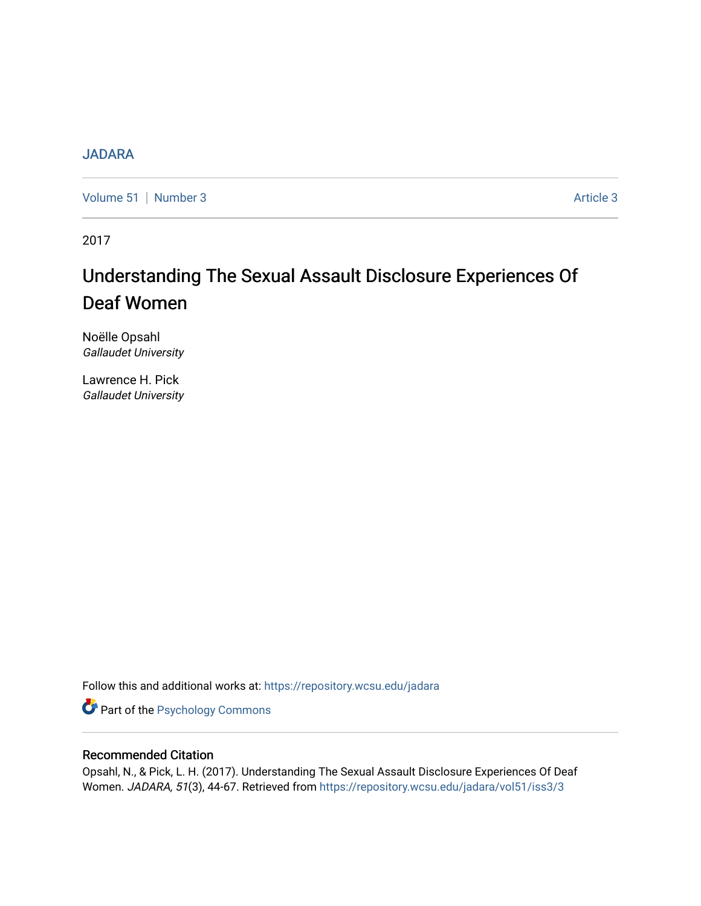JADARA

Volume 51 | Number 3 Article 3

2017

# Understanding The Sexual Assault Disclosure Experiences Of Deaf Women

Noëlle Opsahl
*Gallaudet University*

Lawrence H. Pick
*Gallaudet University*

Follow this and additional works at: https://repository.wcsu.edu/jadara

Part of the Psychology Commons

## Recommended Citation

Opsahl, N., & Pick, L. H. (2017). Understanding The Sexual Assault Disclosure Experiences Of Deaf Women. *JADARA, 51*(3), 44-67. Retrieved from https://repository.wcsu.edu/jadara/vol51/iss3/3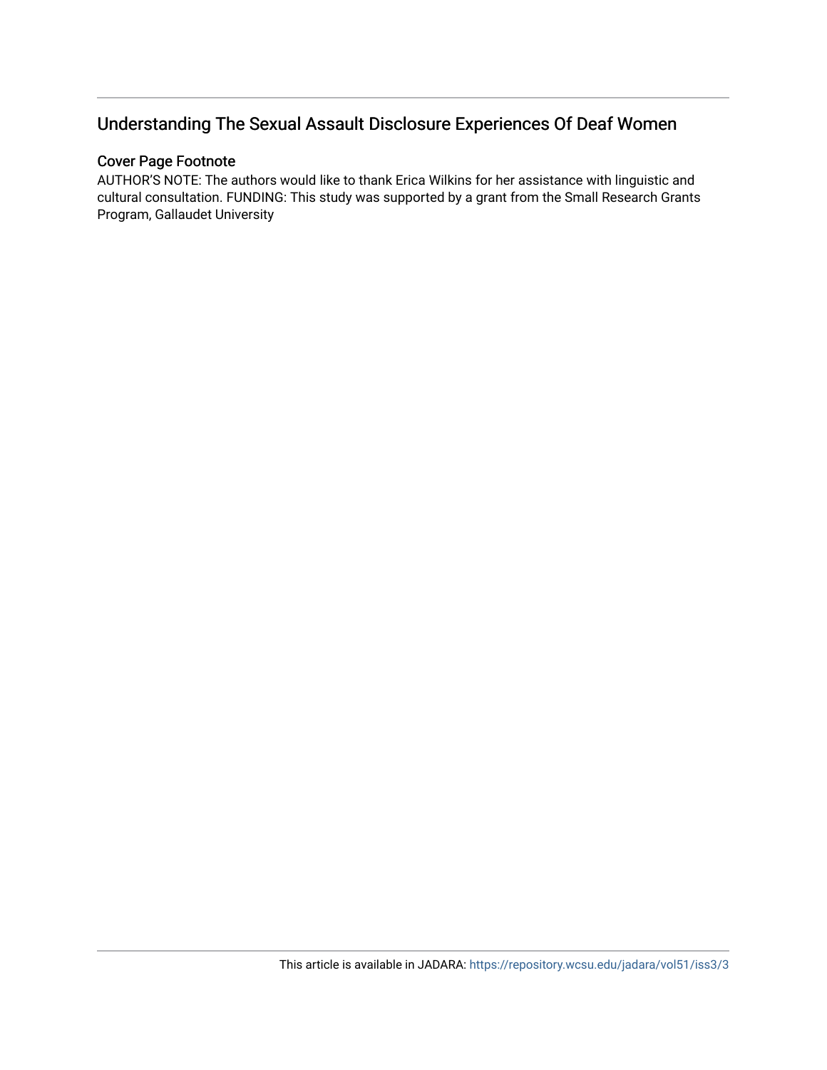## Understanding The Sexual Assault Disclosure Experiences Of Deaf Women

### Cover Page Footnote

AUTHOR'S NOTE: The authors would like to thank Erica Wilkins for her assistance with linguistic and cultural consultation. FUNDING: This study was supported by a grant from the Small Research Grants Program, Gallaudet University

This article is available in JADARA: https://repository.wcsu.edu/jadara/vol51/iss3/3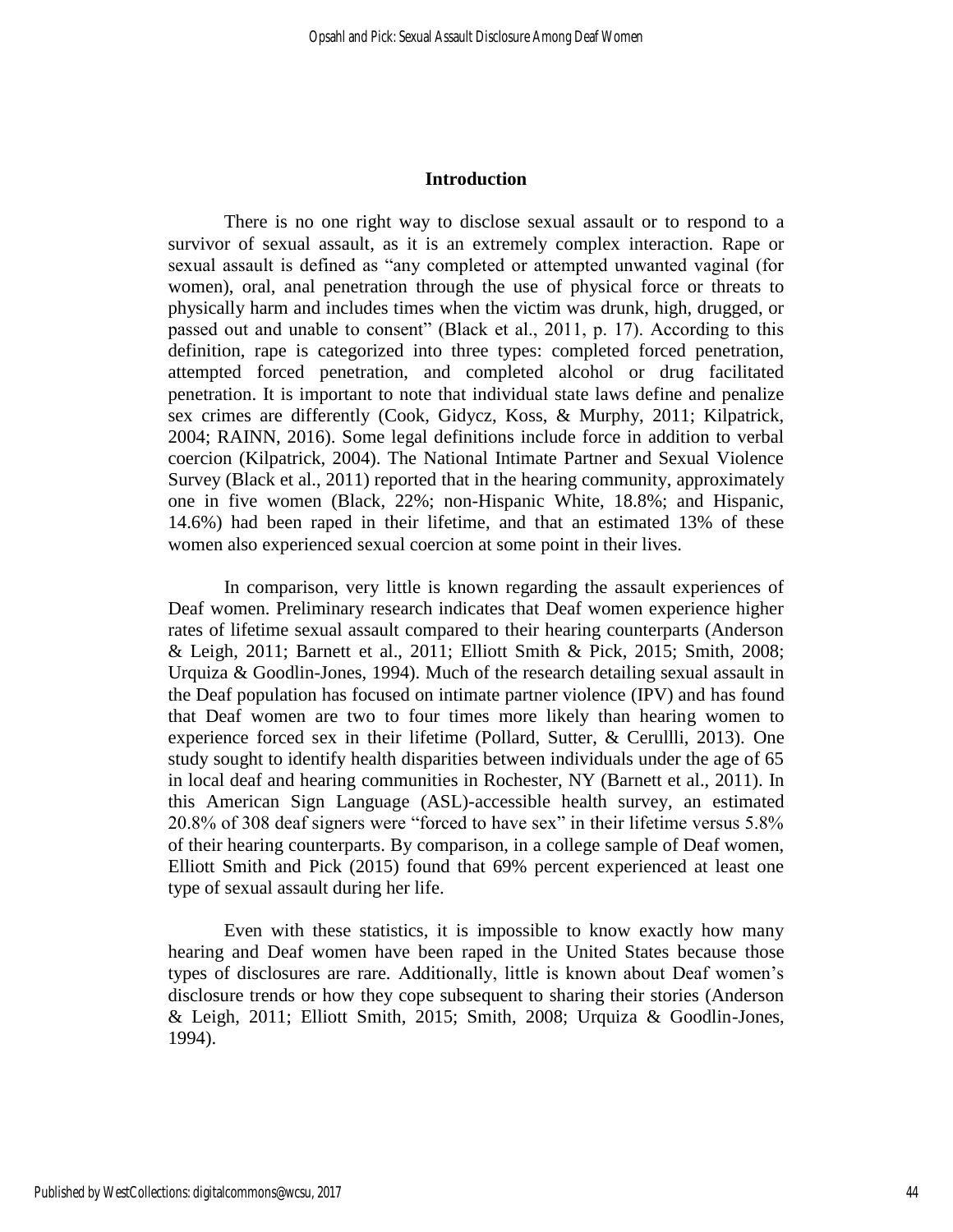## Introduction

There is no one right way to disclose sexual assault or to respond to a survivor of sexual assault, as it is an extremely complex interaction. Rape or sexual assault is defined as "any completed or attempted unwanted vaginal (for women), oral, anal penetration through the use of physical force or threats to physically harm and includes times when the victim was drunk, high, drugged, or passed out and unable to consent" (Black et al., 2011, p. 17). According to this definition, rape is categorized into three types: completed forced penetration, attempted forced penetration, and completed alcohol or drug facilitated penetration. It is important to note that individual state laws define and penalize sex crimes are differently (Cook, Gidycz, Koss, & Murphy, 2011; Kilpatrick, 2004; RAINN, 2016). Some legal definitions include force in addition to verbal coercion (Kilpatrick, 2004). The National Intimate Partner and Sexual Violence Survey (Black et al., 2011) reported that in the hearing community, approximately one in five women (Black, 22%; non-Hispanic White, 18.8%; and Hispanic, 14.6%) had been raped in their lifetime, and that an estimated 13% of these women also experienced sexual coercion at some point in their lives.

In comparison, very little is known regarding the assault experiences of Deaf women. Preliminary research indicates that Deaf women experience higher rates of lifetime sexual assault compared to their hearing counterparts (Anderson & Leigh, 2011; Barnett et al., 2011; Elliott Smith & Pick, 2015; Smith, 2008; Urquiza & Goodlin-Jones, 1994). Much of the research detailing sexual assault in the Deaf population has focused on intimate partner violence (IPV) and has found that Deaf women are two to four times more likely than hearing women to experience forced sex in their lifetime (Pollard, Sutter, & Cerullli, 2013). One study sought to identify health disparities between individuals under the age of 65 in local deaf and hearing communities in Rochester, NY (Barnett et al., 2011). In this American Sign Language (ASL)-accessible health survey, an estimated 20.8% of 308 deaf signers were "forced to have sex" in their lifetime versus 5.8% of their hearing counterparts. By comparison, in a college sample of Deaf women, Elliott Smith and Pick (2015) found that 69% percent experienced at least one type of sexual assault during her life.

Even with these statistics, it is impossible to know exactly how many hearing and Deaf women have been raped in the United States because those types of disclosures are rare. Additionally, little is known about Deaf women's disclosure trends or how they cope subsequent to sharing their stories (Anderson & Leigh, 2011; Elliott Smith, 2015; Smith, 2008; Urquiza & Goodlin-Jones, 1994).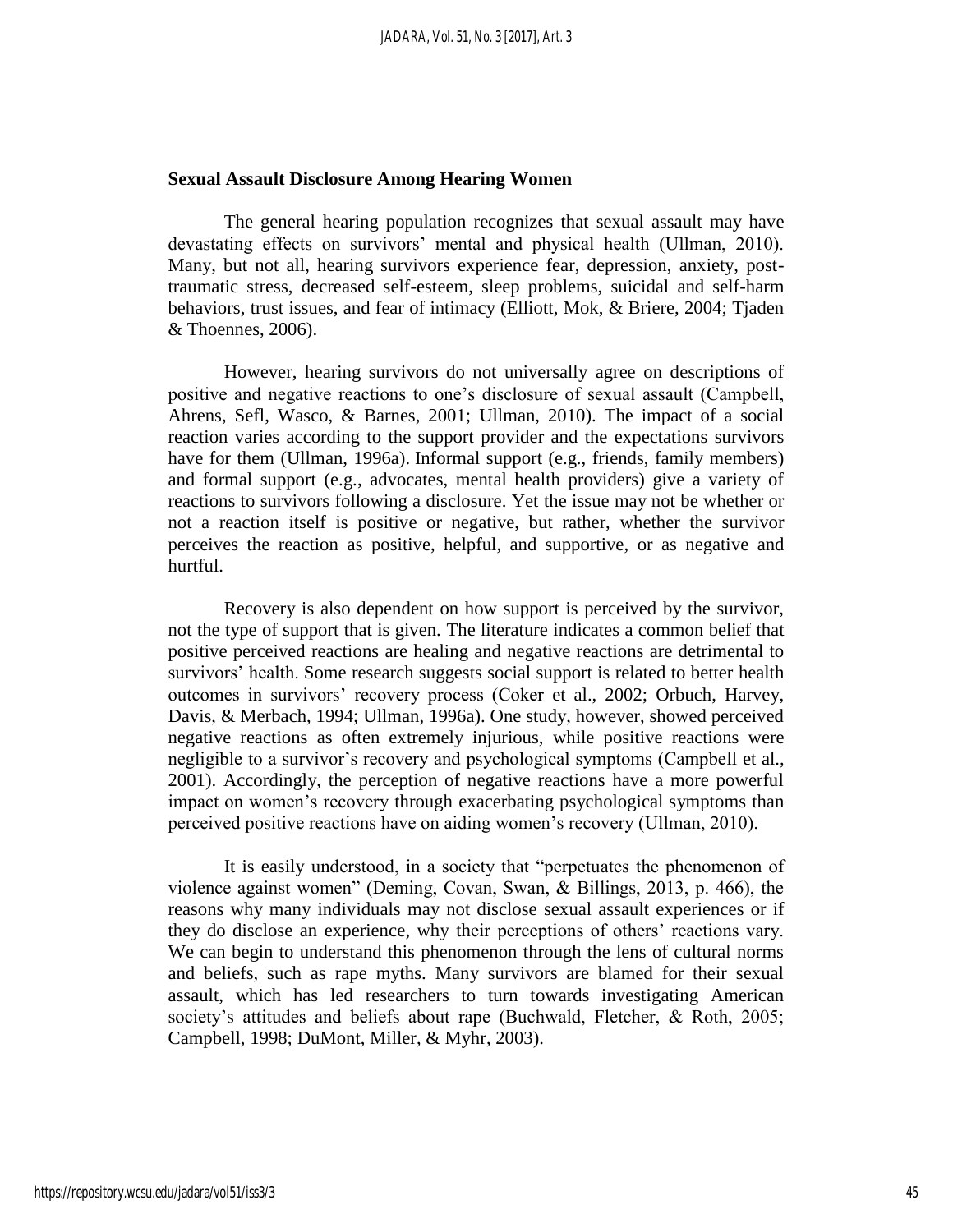## Sexual Assault Disclosure Among Hearing Women

The general hearing population recognizes that sexual assault may have devastating effects on survivors' mental and physical health (Ullman, 2010). Many, but not all, hearing survivors experience fear, depression, anxiety, post-traumatic stress, decreased self-esteem, sleep problems, suicidal and self-harm behaviors, trust issues, and fear of intimacy (Elliott, Mok, & Briere, 2004; Tjaden & Thoennes, 2006).

However, hearing survivors do not universally agree on descriptions of positive and negative reactions to one's disclosure of sexual assault (Campbell, Ahrens, Sefl, Wasco, & Barnes, 2001; Ullman, 2010). The impact of a social reaction varies according to the support provider and the expectations survivors have for them (Ullman, 1996a). Informal support (e.g., friends, family members) and formal support (e.g., advocates, mental health providers) give a variety of reactions to survivors following a disclosure. Yet the issue may not be whether or not a reaction itself is positive or negative, but rather, whether the survivor perceives the reaction as positive, helpful, and supportive, or as negative and hurtful.

Recovery is also dependent on how support is perceived by the survivor, not the type of support that is given. The literature indicates a common belief that positive perceived reactions are healing and negative reactions are detrimental to survivors' health. Some research suggests social support is related to better health outcomes in survivors' recovery process (Coker et al., 2002; Orbuch, Harvey, Davis, & Merbach, 1994; Ullman, 1996a). One study, however, showed perceived negative reactions as often extremely injurious, while positive reactions were negligible to a survivor's recovery and psychological symptoms (Campbell et al., 2001). Accordingly, the perception of negative reactions have a more powerful impact on women's recovery through exacerbating psychological symptoms than perceived positive reactions have on aiding women's recovery (Ullman, 2010).

It is easily understood, in a society that "perpetuates the phenomenon of violence against women" (Deming, Covan, Swan, & Billings, 2013, p. 466), the reasons why many individuals may not disclose sexual assault experiences or if they do disclose an experience, why their perceptions of others' reactions vary. We can begin to understand this phenomenon through the lens of cultural norms and beliefs, such as rape myths. Many survivors are blamed for their sexual assault, which has led researchers to turn towards investigating American society's attitudes and beliefs about rape (Buchwald, Fletcher, & Roth, 2005; Campbell, 1998; DuMont, Miller, & Myhr, 2003).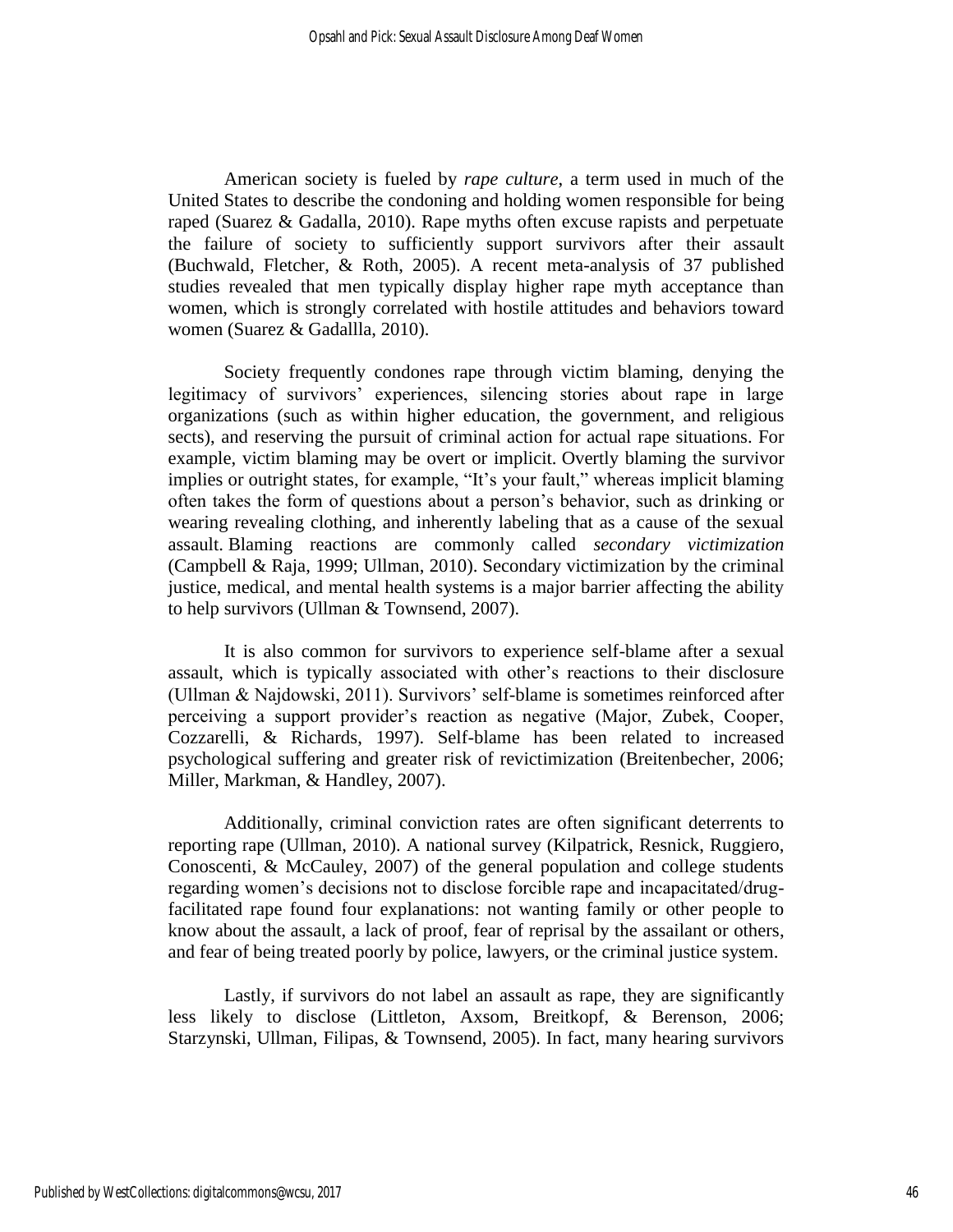American society is fueled by *rape culture*, a term used in much of the United States to describe the condoning and holding women responsible for being raped (Suarez & Gadalla, 2010). Rape myths often excuse rapists and perpetuate the failure of society to sufficiently support survivors after their assault (Buchwald, Fletcher, & Roth, 2005). A recent meta-analysis of 37 published studies revealed that men typically display higher rape myth acceptance than women, which is strongly correlated with hostile attitudes and behaviors toward women (Suarez & Gadallla, 2010).

Society frequently condones rape through victim blaming, denying the legitimacy of survivors' experiences, silencing stories about rape in large organizations (such as within higher education, the government, and religious sects), and reserving the pursuit of criminal action for actual rape situations. For example, victim blaming may be overt or implicit. Overtly blaming the survivor implies or outright states, for example, "It's your fault," whereas implicit blaming often takes the form of questions about a person's behavior, such as drinking or wearing revealing clothing, and inherently labeling that as a cause of the sexual assault. Blaming reactions are commonly called *secondary victimization* (Campbell & Raja, 1999; Ullman, 2010). Secondary victimization by the criminal justice, medical, and mental health systems is a major barrier affecting the ability to help survivors (Ullman & Townsend, 2007).

It is also common for survivors to experience self-blame after a sexual assault, which is typically associated with other's reactions to their disclosure (Ullman & Najdowski, 2011). Survivors' self-blame is sometimes reinforced after perceiving a support provider's reaction as negative (Major, Zubek, Cooper, Cozzarelli, & Richards, 1997). Self-blame has been related to increased psychological suffering and greater risk of revictimization (Breitenbecher, 2006; Miller, Markman, & Handley, 2007).

Additionally, criminal conviction rates are often significant deterrents to reporting rape (Ullman, 2010). A national survey (Kilpatrick, Resnick, Ruggiero, Conoscenti, & McCauley, 2007) of the general population and college students regarding women's decisions not to disclose forcible rape and incapacitated/drug-facilitated rape found four explanations: not wanting family or other people to know about the assault, a lack of proof, fear of reprisal by the assailant or others, and fear of being treated poorly by police, lawyers, or the criminal justice system.

Lastly, if survivors do not label an assault as rape, they are significantly less likely to disclose (Littleton, Axsom, Breitkopf, & Berenson, 2006; Starzynski, Ullman, Filipas, & Townsend, 2005). In fact, many hearing survivors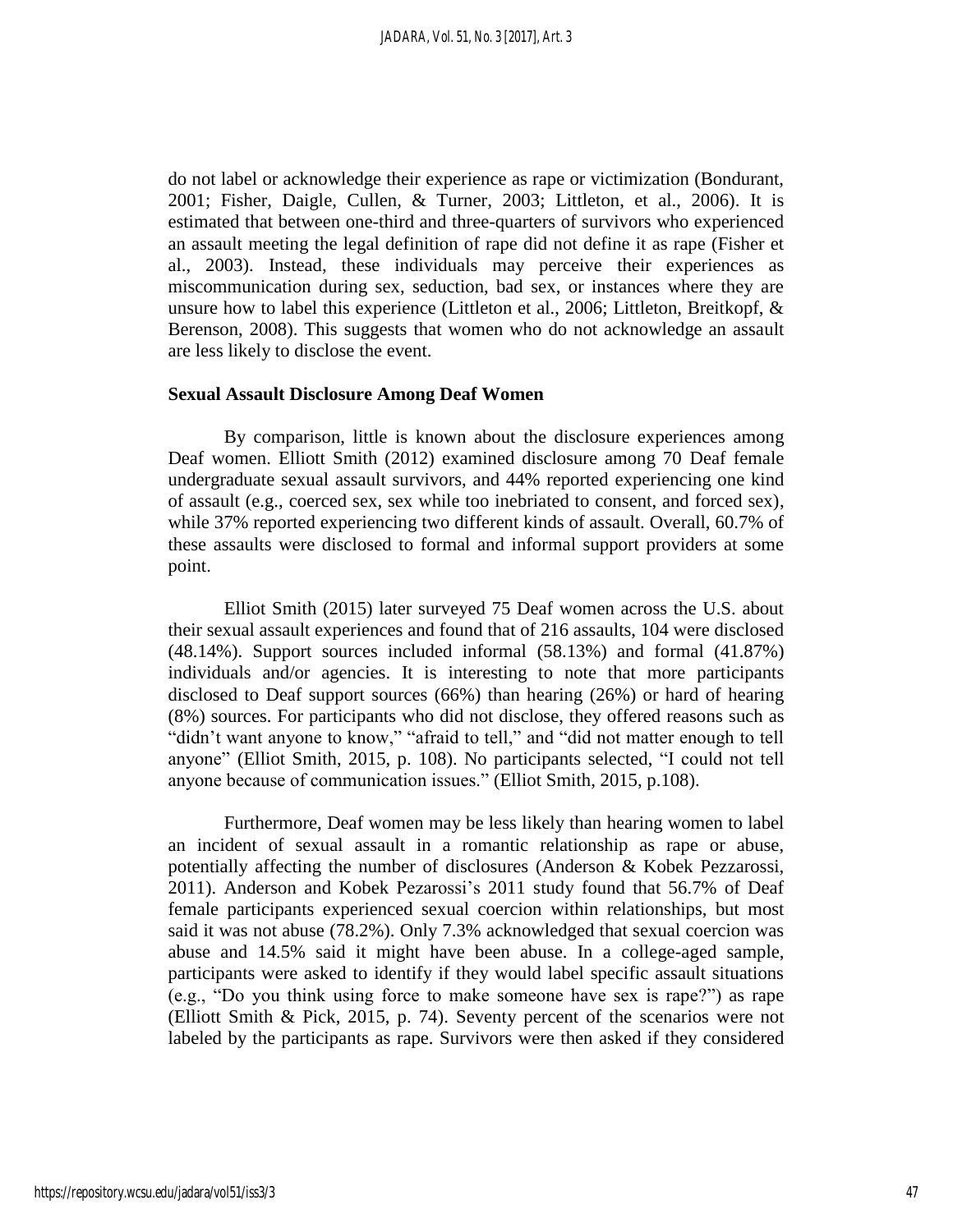do not label or acknowledge their experience as rape or victimization (Bondurant, 2001; Fisher, Daigle, Cullen, & Turner, 2003; Littleton, et al., 2006). It is estimated that between one-third and three-quarters of survivors who experienced an assault meeting the legal definition of rape did not define it as rape (Fisher et al., 2003). Instead, these individuals may perceive their experiences as miscommunication during sex, seduction, bad sex, or instances where they are unsure how to label this experience (Littleton et al., 2006; Littleton, Breitkopf, & Berenson, 2008). This suggests that women who do not acknowledge an assault are less likely to disclose the event.

### Sexual Assault Disclosure Among Deaf Women

By comparison, little is known about the disclosure experiences among Deaf women. Elliott Smith (2012) examined disclosure among 70 Deaf female undergraduate sexual assault survivors, and 44% reported experiencing one kind of assault (e.g., coerced sex, sex while too inebriated to consent, and forced sex), while 37% reported experiencing two different kinds of assault. Overall, 60.7% of these assaults were disclosed to formal and informal support providers at some point.

Elliot Smith (2015) later surveyed 75 Deaf women across the U.S. about their sexual assault experiences and found that of 216 assaults, 104 were disclosed (48.14%). Support sources included informal (58.13%) and formal (41.87%) individuals and/or agencies. It is interesting to note that more participants disclosed to Deaf support sources (66%) than hearing (26%) or hard of hearing (8%) sources. For participants who did not disclose, they offered reasons such as "didn't want anyone to know," "afraid to tell," and "did not matter enough to tell anyone" (Elliot Smith, 2015, p. 108). No participants selected, "I could not tell anyone because of communication issues." (Elliot Smith, 2015, p.108).

Furthermore, Deaf women may be less likely than hearing women to label an incident of sexual assault in a romantic relationship as rape or abuse, potentially affecting the number of disclosures (Anderson & Kobek Pezzarossi, 2011). Anderson and Kobek Pezarossi's 2011 study found that 56.7% of Deaf female participants experienced sexual coercion within relationships, but most said it was not abuse (78.2%). Only 7.3% acknowledged that sexual coercion was abuse and 14.5% said it might have been abuse. In a college-aged sample, participants were asked to identify if they would label specific assault situations (e.g., "Do you think using force to make someone have sex is rape?") as rape (Elliott Smith & Pick, 2015, p. 74). Seventy percent of the scenarios were not labeled by the participants as rape. Survivors were then asked if they considered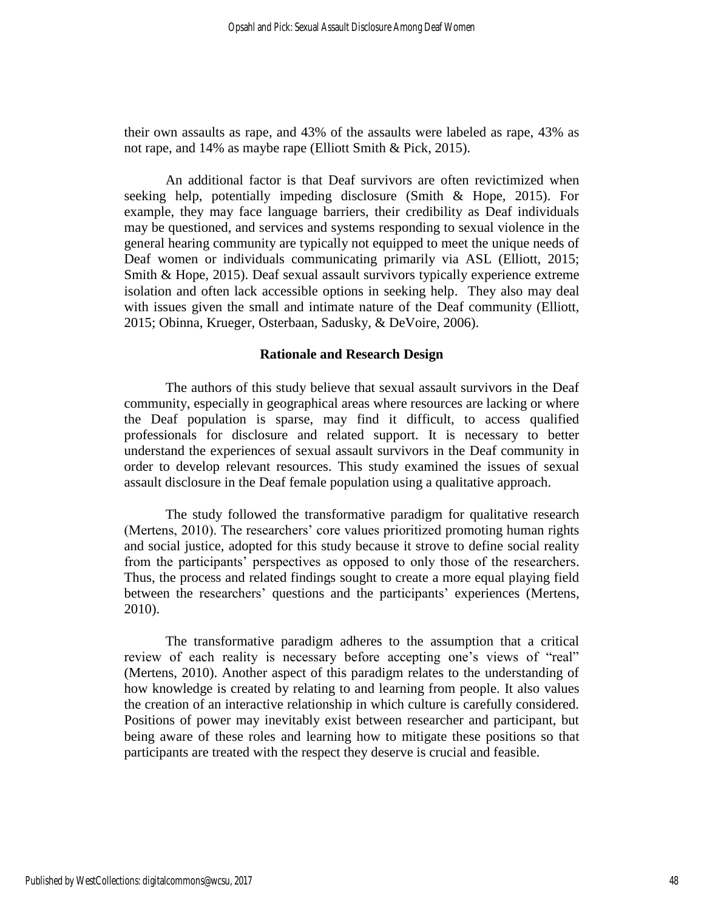their own assaults as rape, and 43% of the assaults were labeled as rape, 43% as not rape, and 14% as maybe rape (Elliott Smith & Pick, 2015).

An additional factor is that Deaf survivors are often revictimized when seeking help, potentially impeding disclosure (Smith & Hope, 2015). For example, they may face language barriers, their credibility as Deaf individuals may be questioned, and services and systems responding to sexual violence in the general hearing community are typically not equipped to meet the unique needs of Deaf women or individuals communicating primarily via ASL (Elliott, 2015; Smith & Hope, 2015). Deaf sexual assault survivors typically experience extreme isolation and often lack accessible options in seeking help. They also may deal with issues given the small and intimate nature of the Deaf community (Elliott, 2015; Obinna, Krueger, Osterbaan, Sadusky, & DeVoire, 2006).

## Rationale and Research Design

The authors of this study believe that sexual assault survivors in the Deaf community, especially in geographical areas where resources are lacking or where the Deaf population is sparse, may find it difficult, to access qualified professionals for disclosure and related support. It is necessary to better understand the experiences of sexual assault survivors in the Deaf community in order to develop relevant resources. This study examined the issues of sexual assault disclosure in the Deaf female population using a qualitative approach.

The study followed the transformative paradigm for qualitative research (Mertens, 2010). The researchers' core values prioritized promoting human rights and social justice, adopted for this study because it strove to define social reality from the participants' perspectives as opposed to only those of the researchers. Thus, the process and related findings sought to create a more equal playing field between the researchers' questions and the participants' experiences (Mertens, 2010).

The transformative paradigm adheres to the assumption that a critical review of each reality is necessary before accepting one's views of "real" (Mertens, 2010). Another aspect of this paradigm relates to the understanding of how knowledge is created by relating to and learning from people. It also values the creation of an interactive relationship in which culture is carefully considered. Positions of power may inevitably exist between researcher and participant, but being aware of these roles and learning how to mitigate these positions so that participants are treated with the respect they deserve is crucial and feasible.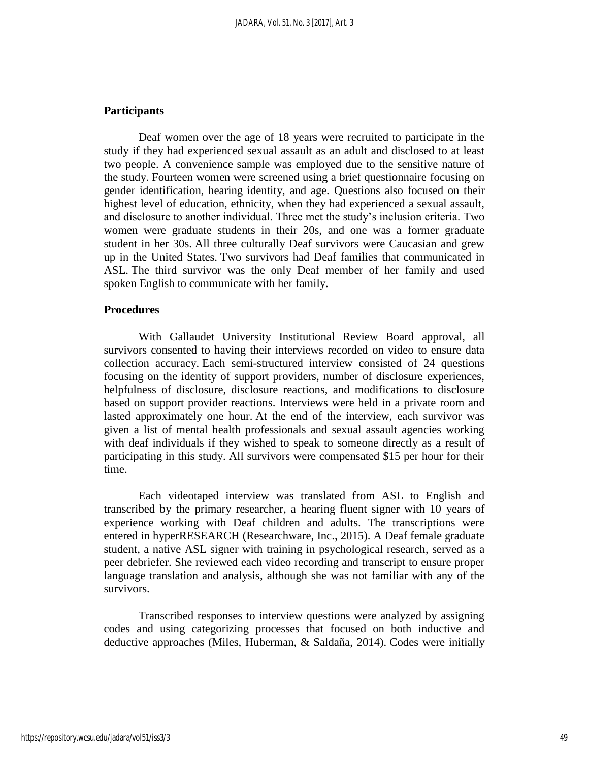## Participants

Deaf women over the age of 18 years were recruited to participate in the study if they had experienced sexual assault as an adult and disclosed to at least two people. A convenience sample was employed due to the sensitive nature of the study. Fourteen women were screened using a brief questionnaire focusing on gender identification, hearing identity, and age. Questions also focused on their highest level of education, ethnicity, when they had experienced a sexual assault, and disclosure to another individual. Three met the study's inclusion criteria. Two women were graduate students in their 20s, and one was a former graduate student in her 30s. All three culturally Deaf survivors were Caucasian and grew up in the United States. Two survivors had Deaf families that communicated in ASL. The third survivor was the only Deaf member of her family and used spoken English to communicate with her family.

## Procedures

With Gallaudet University Institutional Review Board approval, all survivors consented to having their interviews recorded on video to ensure data collection accuracy. Each semi-structured interview consisted of 24 questions focusing on the identity of support providers, number of disclosure experiences, helpfulness of disclosure, disclosure reactions, and modifications to disclosure based on support provider reactions. Interviews were held in a private room and lasted approximately one hour. At the end of the interview, each survivor was given a list of mental health professionals and sexual assault agencies working with deaf individuals if they wished to speak to someone directly as a result of participating in this study. All survivors were compensated $15 per hour for their time.

Each videotaped interview was translated from ASL to English and transcribed by the primary researcher, a hearing fluent signer with 10 years of experience working with Deaf children and adults. The transcriptions were entered in hyperRESEARCH (Researchware, Inc., 2015). A Deaf female graduate student, a native ASL signer with training in psychological research, served as a peer debriefer. She reviewed each video recording and transcript to ensure proper language translation and analysis, although she was not familiar with any of the survivors.

Transcribed responses to interview questions were analyzed by assigning codes and using categorizing processes that focused on both inductive and deductive approaches (Miles, Huberman, & Saldaña, 2014). Codes were initially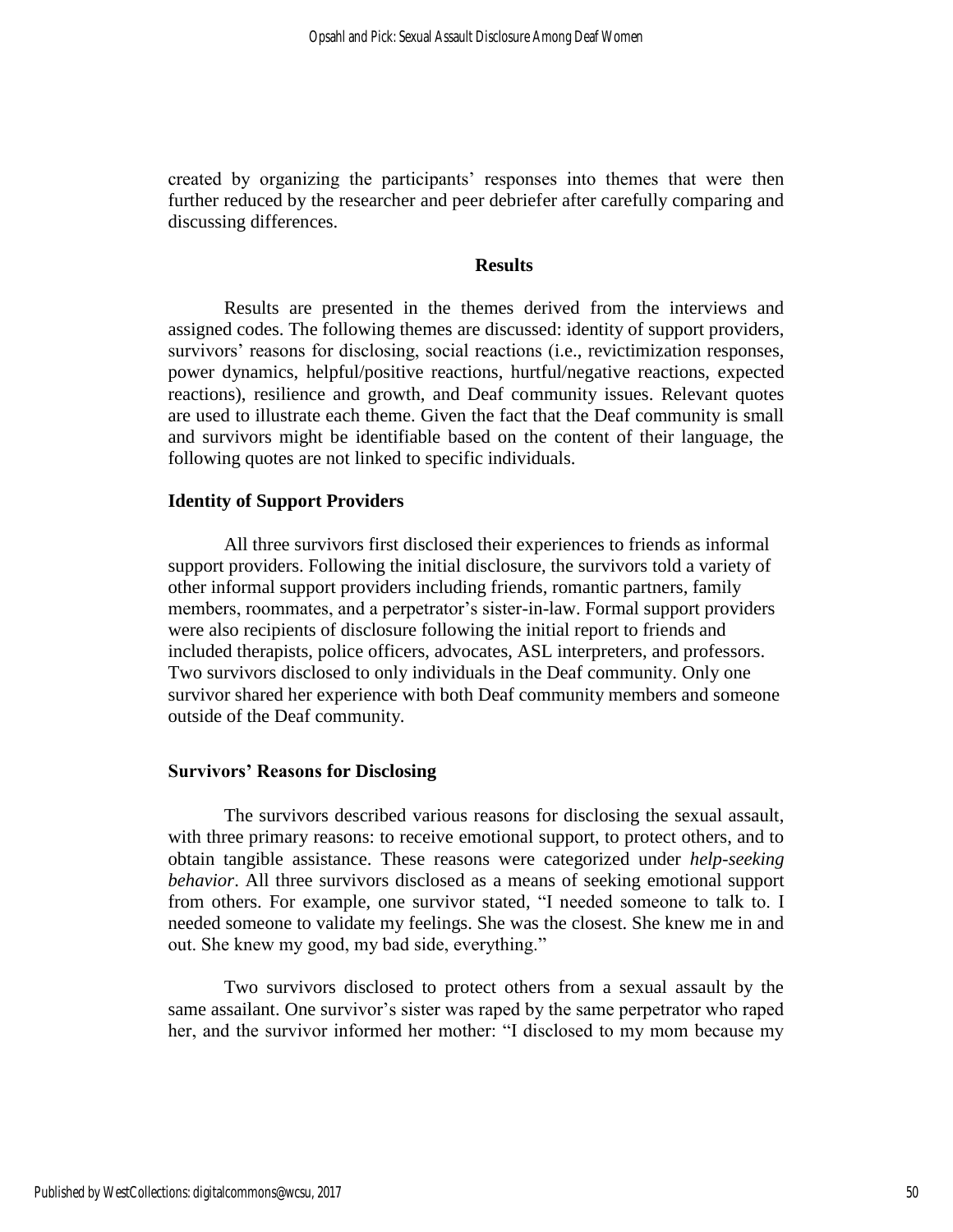created by organizing the participants' responses into themes that were then further reduced by the researcher and peer debriefer after carefully comparing and discussing differences.

## Results

Results are presented in the themes derived from the interviews and assigned codes. The following themes are discussed: identity of support providers, survivors' reasons for disclosing, social reactions (i.e., revictimization responses, power dynamics, helpful/positive reactions, hurtful/negative reactions, expected reactions), resilience and growth, and Deaf community issues. Relevant quotes are used to illustrate each theme. Given the fact that the Deaf community is small and survivors might be identifiable based on the content of their language, the following quotes are not linked to specific individuals.

### Identity of Support Providers

All three survivors first disclosed their experiences to friends as informal support providers. Following the initial disclosure, the survivors told a variety of other informal support providers including friends, romantic partners, family members, roommates, and a perpetrator's sister-in-law. Formal support providers were also recipients of disclosure following the initial report to friends and included therapists, police officers, advocates, ASL interpreters, and professors. Two survivors disclosed to only individuals in the Deaf community. Only one survivor shared her experience with both Deaf community members and someone outside of the Deaf community.

### Survivors' Reasons for Disclosing

The survivors described various reasons for disclosing the sexual assault, with three primary reasons: to receive emotional support, to protect others, and to obtain tangible assistance. These reasons were categorized under *help-seeking behavior*. All three survivors disclosed as a means of seeking emotional support from others. For example, one survivor stated, "I needed someone to talk to. I needed someone to validate my feelings. She was the closest. She knew me in and out. She knew my good, my bad side, everything."

Two survivors disclosed to protect others from a sexual assault by the same assailant. One survivor's sister was raped by the same perpetrator who raped her, and the survivor informed her mother: "I disclosed to my mom because my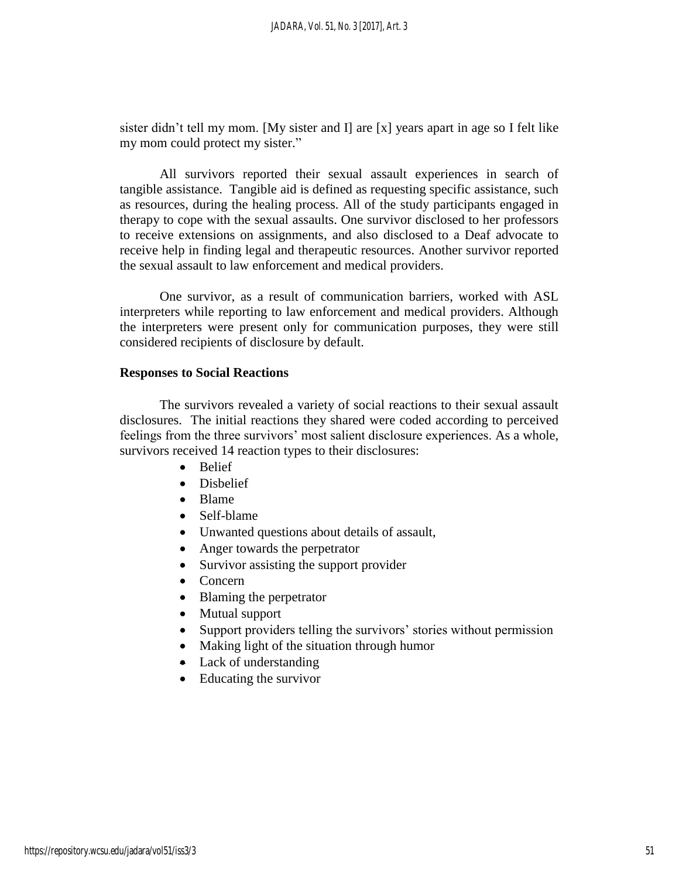sister didn't tell my mom. [My sister and I] are [x] years apart in age so I felt like my mom could protect my sister."

All survivors reported their sexual assault experiences in search of tangible assistance. Tangible aid is defined as requesting specific assistance, such as resources, during the healing process. All of the study participants engaged in therapy to cope with the sexual assaults. One survivor disclosed to her professors to receive extensions on assignments, and also disclosed to a Deaf advocate to receive help in finding legal and therapeutic resources. Another survivor reported the sexual assault to law enforcement and medical providers.

One survivor, as a result of communication barriers, worked with ASL interpreters while reporting to law enforcement and medical providers. Although the interpreters were present only for communication purposes, they were still considered recipients of disclosure by default.

**Responses to Social Reactions**

The survivors revealed a variety of social reactions to their sexual assault disclosures. The initial reactions they shared were coded according to perceived feelings from the three survivors' most salient disclosure experiences. As a whole, survivors received 14 reaction types to their disclosures:

- Belief
- Disbelief
- Blame
- Self-blame
- Unwanted questions about details of assault,
- Anger towards the perpetrator
- Survivor assisting the support provider
- Concern
- Blaming the perpetrator
- Mutual support
- Support providers telling the survivors' stories without permission
- Making light of the situation through humor
- Lack of understanding
- Educating the survivor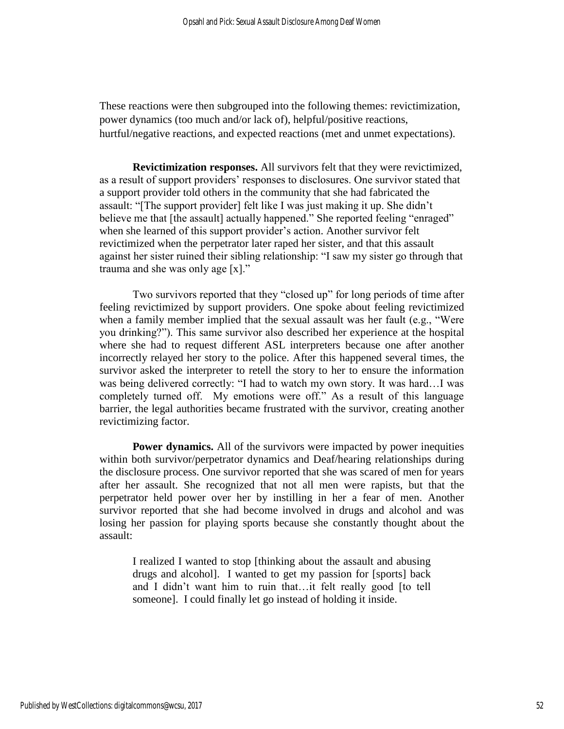These reactions were then subgrouped into the following themes: revictimization, power dynamics (too much and/or lack of), helpful/positive reactions, hurtful/negative reactions, and expected reactions (met and unmet expectations).

**Revictimization responses.** All survivors felt that they were revictimized, as a result of support providers' responses to disclosures. One survivor stated that a support provider told others in the community that she had fabricated the assault: "[The support provider] felt like I was just making it up. She didn't believe me that [the assault] actually happened." She reported feeling "enraged" when she learned of this support provider's action. Another survivor felt revictimized when the perpetrator later raped her sister, and that this assault against her sister ruined their sibling relationship: "I saw my sister go through that trauma and she was only age [x]."

Two survivors reported that they "closed up" for long periods of time after feeling revictimized by support providers. One spoke about feeling revictimized when a family member implied that the sexual assault was her fault (e.g., "Were you drinking?"). This same survivor also described her experience at the hospital where she had to request different ASL interpreters because one after another incorrectly relayed her story to the police. After this happened several times, the survivor asked the interpreter to retell the story to her to ensure the information was being delivered correctly: "I had to watch my own story. It was hard…I was completely turned off. My emotions were off." As a result of this language barrier, the legal authorities became frustrated with the survivor, creating another revictimizing factor.

**Power dynamics.** All of the survivors were impacted by power inequities within both survivor/perpetrator dynamics and Deaf/hearing relationships during the disclosure process. One survivor reported that she was scared of men for years after her assault. She recognized that not all men were rapists, but that the perpetrator held power over her by instilling in her a fear of men. Another survivor reported that she had become involved in drugs and alcohol and was losing her passion for playing sports because she constantly thought about the assault:

> I realized I wanted to stop [thinking about the assault and abusing drugs and alcohol]. I wanted to get my passion for [sports] back and I didn't want him to ruin that…it felt really good [to tell someone]. I could finally let go instead of holding it inside.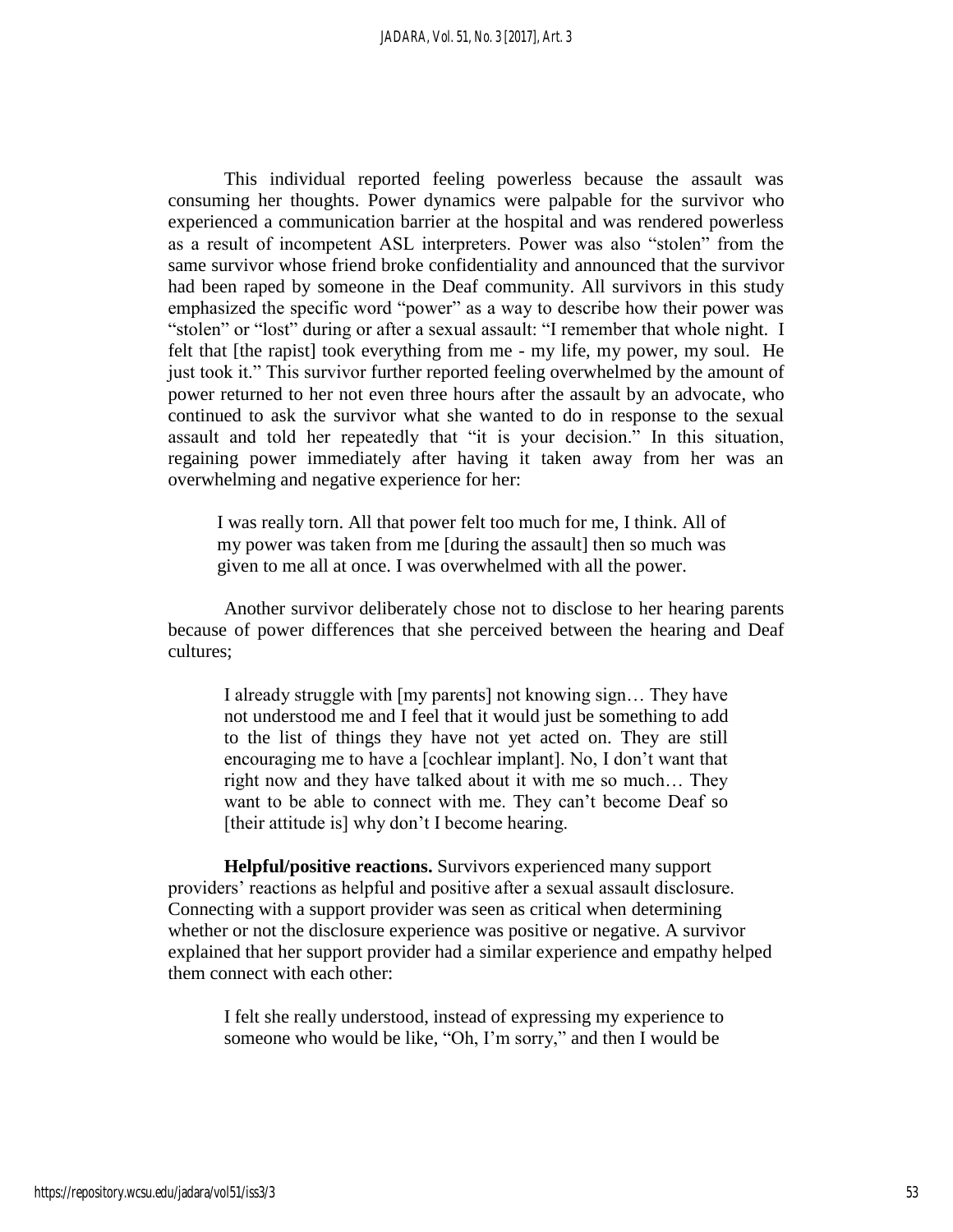This individual reported feeling powerless because the assault was consuming her thoughts. Power dynamics were palpable for the survivor who experienced a communication barrier at the hospital and was rendered powerless as a result of incompetent ASL interpreters. Power was also "stolen" from the same survivor whose friend broke confidentiality and announced that the survivor had been raped by someone in the Deaf community. All survivors in this study emphasized the specific word "power" as a way to describe how their power was "stolen" or "lost" during or after a sexual assault: "I remember that whole night. I felt that [the rapist] took everything from me - my life, my power, my soul. He just took it." This survivor further reported feeling overwhelmed by the amount of power returned to her not even three hours after the assault by an advocate, who continued to ask the survivor what she wanted to do in response to the sexual assault and told her repeatedly that "it is your decision." In this situation, regaining power immediately after having it taken away from her was an overwhelming and negative experience for her:

> I was really torn. All that power felt too much for me, I think. All of my power was taken from me [during the assault] then so much was given to me all at once. I was overwhelmed with all the power.

Another survivor deliberately chose not to disclose to her hearing parents because of power differences that she perceived between the hearing and Deaf cultures;

> I already struggle with [my parents] not knowing sign… They have not understood me and I feel that it would just be something to add to the list of things they have not yet acted on. They are still encouraging me to have a [cochlear implant]. No, I don't want that right now and they have talked about it with me so much… They want to be able to connect with me. They can't become Deaf so [their attitude is] why don't I become hearing.

**Helpful/positive reactions.** Survivors experienced many support providers' reactions as helpful and positive after a sexual assault disclosure. Connecting with a support provider was seen as critical when determining whether or not the disclosure experience was positive or negative. A survivor explained that her support provider had a similar experience and empathy helped them connect with each other:

> I felt she really understood, instead of expressing my experience to someone who would be like, "Oh, I'm sorry," and then I would be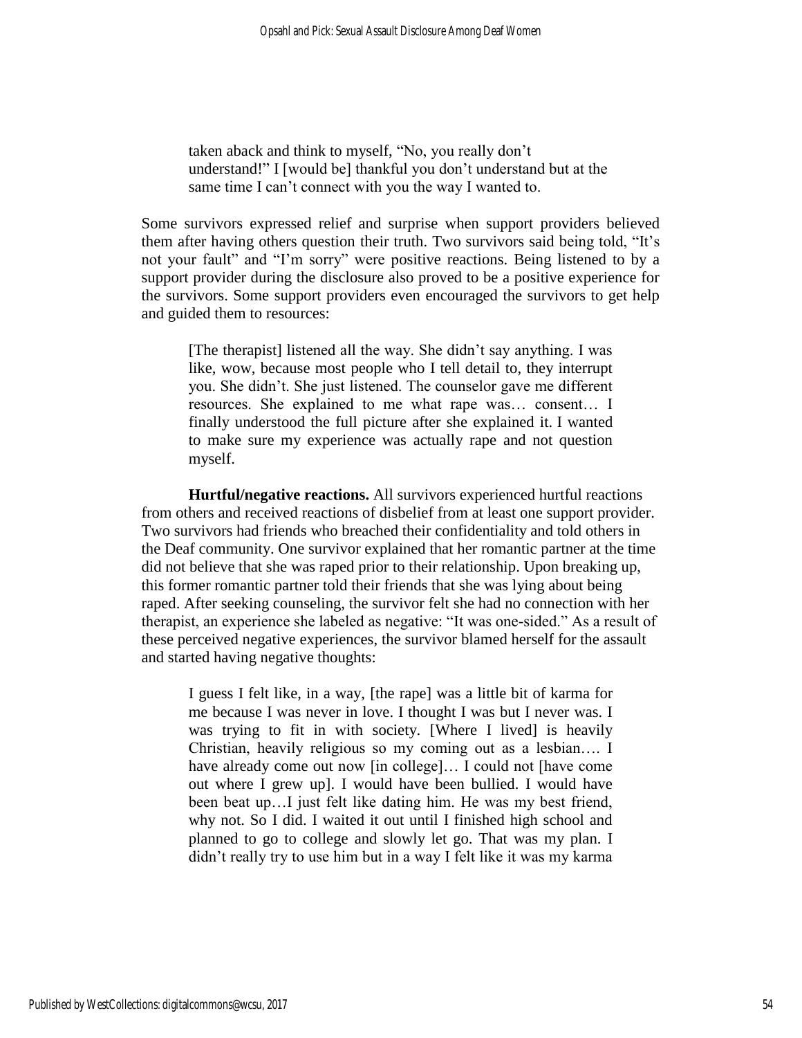> taken aback and think to myself, "No, you really don't understand!" I [would be] thankful you don't understand but at the same time I can't connect with you the way I wanted to.

Some survivors expressed relief and surprise when support providers believed them after having others question their truth. Two survivors said being told, "It's not your fault" and "I'm sorry" were positive reactions. Being listened to by a support provider during the disclosure also proved to be a positive experience for the survivors. Some support providers even encouraged the survivors to get help and guided them to resources:

> [The therapist] listened all the way. She didn't say anything. I was like, wow, because most people who I tell detail to, they interrupt you. She didn't. She just listened. The counselor gave me different resources. She explained to me what rape was… consent… I finally understood the full picture after she explained it. I wanted to make sure my experience was actually rape and not question myself.

**Hurtful/negative reactions.** All survivors experienced hurtful reactions from others and received reactions of disbelief from at least one support provider. Two survivors had friends who breached their confidentiality and told others in the Deaf community. One survivor explained that her romantic partner at the time did not believe that she was raped prior to their relationship. Upon breaking up, this former romantic partner told their friends that she was lying about being raped. After seeking counseling, the survivor felt she had no connection with her therapist, an experience she labeled as negative: "It was one-sided." As a result of these perceived negative experiences, the survivor blamed herself for the assault and started having negative thoughts:

> I guess I felt like, in a way, [the rape] was a little bit of karma for me because I was never in love. I thought I was but I never was. I was trying to fit in with society. [Where I lived] is heavily Christian, heavily religious so my coming out as a lesbian…. I have already come out now [in college]… I could not [have come out where I grew up]. I would have been bullied. I would have been beat up…I just felt like dating him. He was my best friend, why not. So I did. I waited it out until I finished high school and planned to go to college and slowly let go. That was my plan. I didn't really try to use him but in a way I felt like it was my karma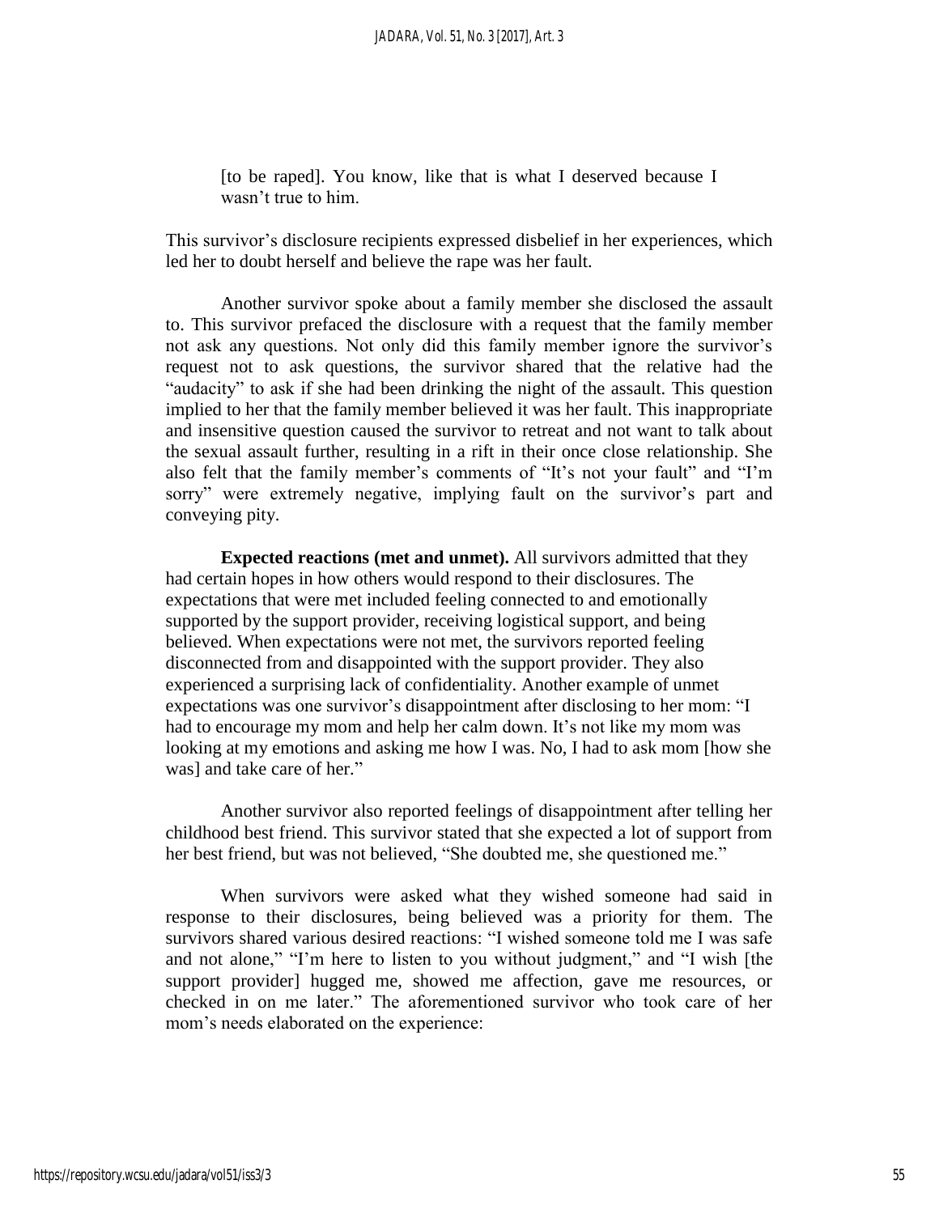> [to be raped]. You know, like that is what I deserved because I wasn't true to him.

This survivor's disclosure recipients expressed disbelief in her experiences, which led her to doubt herself and believe the rape was her fault.

Another survivor spoke about a family member she disclosed the assault to. This survivor prefaced the disclosure with a request that the family member not ask any questions. Not only did this family member ignore the survivor's request not to ask questions, the survivor shared that the relative had the "audacity" to ask if she had been drinking the night of the assault. This question implied to her that the family member believed it was her fault. This inappropriate and insensitive question caused the survivor to retreat and not want to talk about the sexual assault further, resulting in a rift in their once close relationship. She also felt that the family member's comments of "It's not your fault" and "I'm sorry" were extremely negative, implying fault on the survivor's part and conveying pity.

**Expected reactions (met and unmet).** All survivors admitted that they had certain hopes in how others would respond to their disclosures. The expectations that were met included feeling connected to and emotionally supported by the support provider, receiving logistical support, and being believed. When expectations were not met, the survivors reported feeling disconnected from and disappointed with the support provider. They also experienced a surprising lack of confidentiality. Another example of unmet expectations was one survivor's disappointment after disclosing to her mom: "I had to encourage my mom and help her calm down. It's not like my mom was looking at my emotions and asking me how I was. No, I had to ask mom [how she was] and take care of her."

Another survivor also reported feelings of disappointment after telling her childhood best friend. This survivor stated that she expected a lot of support from her best friend, but was not believed, "She doubted me, she questioned me."

When survivors were asked what they wished someone had said in response to their disclosures, being believed was a priority for them. The survivors shared various desired reactions: "I wished someone told me I was safe and not alone," "I'm here to listen to you without judgment," and "I wish [the support provider] hugged me, showed me affection, gave me resources, or checked in on me later." The aforementioned survivor who took care of her mom's needs elaborated on the experience: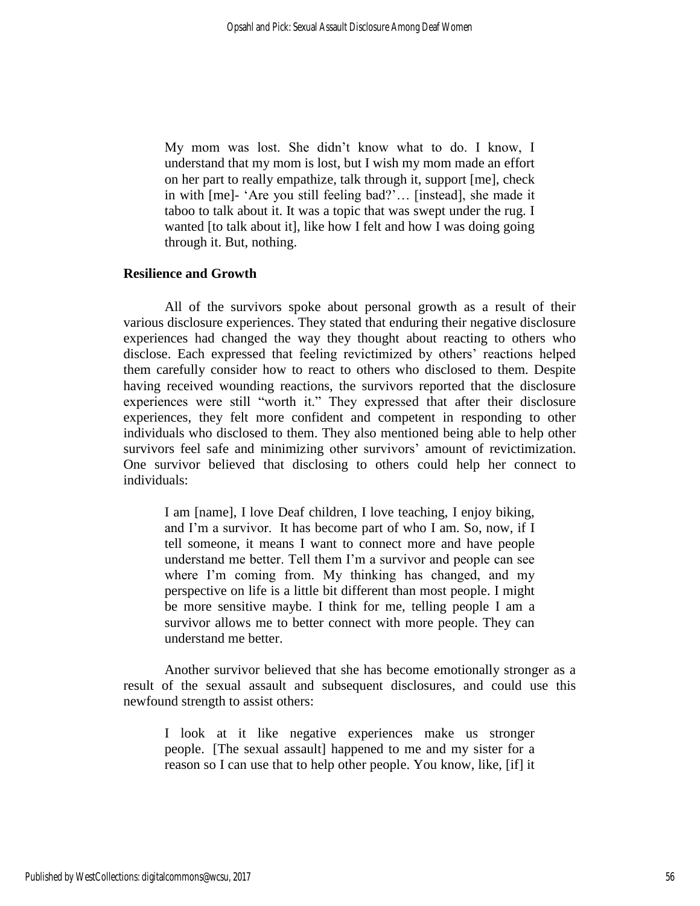> My mom was lost. She didn't know what to do. I know, I understand that my mom is lost, but I wish my mom made an effort on her part to really empathize, talk through it, support [me], check in with [me]- 'Are you still feeling bad?'… [instead], she made it taboo to talk about it. It was a topic that was swept under the rug. I wanted [to talk about it], like how I felt and how I was doing going through it. But, nothing.

### Resilience and Growth

All of the survivors spoke about personal growth as a result of their various disclosure experiences. They stated that enduring their negative disclosure experiences had changed the way they thought about reacting to others who disclose. Each expressed that feeling revictimized by others' reactions helped them carefully consider how to react to others who disclosed to them. Despite having received wounding reactions, the survivors reported that the disclosure experiences were still "worth it." They expressed that after their disclosure experiences, they felt more confident and competent in responding to other individuals who disclosed to them. They also mentioned being able to help other survivors feel safe and minimizing other survivors' amount of revictimization. One survivor believed that disclosing to others could help her connect to individuals:

> I am [name], I love Deaf children, I love teaching, I enjoy biking, and I'm a survivor. It has become part of who I am. So, now, if I tell someone, it means I want to connect more and have people understand me better. Tell them I'm a survivor and people can see where I'm coming from. My thinking has changed, and my perspective on life is a little bit different than most people. I might be more sensitive maybe. I think for me, telling people I am a survivor allows me to better connect with more people. They can understand me better.

Another survivor believed that she has become emotionally stronger as a result of the sexual assault and subsequent disclosures, and could use this newfound strength to assist others:

> I look at it like negative experiences make us stronger people. [The sexual assault] happened to me and my sister for a reason so I can use that to help other people. You know, like, [if] it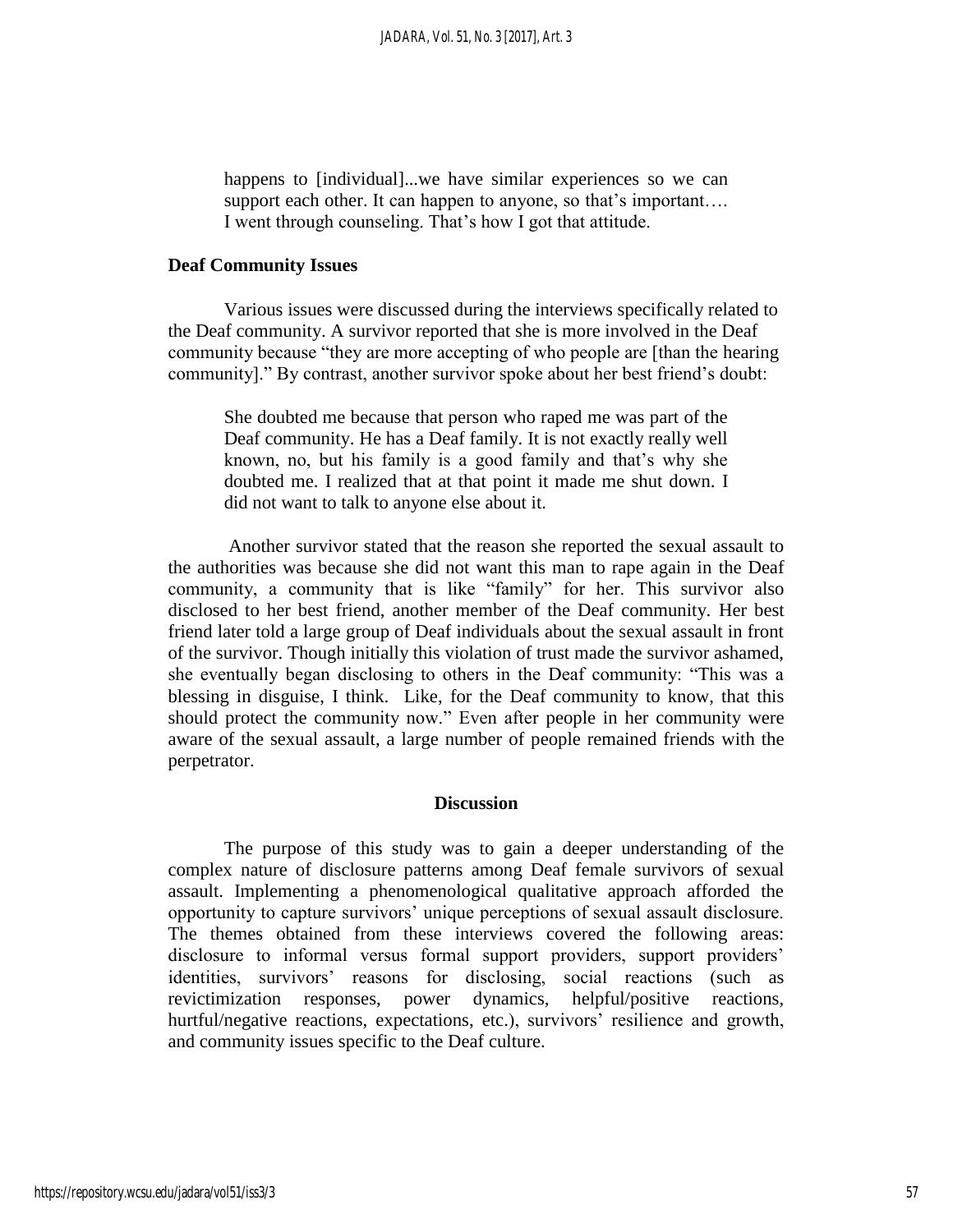> happens to [individual]...we have similar experiences so we can support each other. It can happen to anyone, so that's important…. I went through counseling. That's how I got that attitude.

### Deaf Community Issues

Various issues were discussed during the interviews specifically related to the Deaf community. A survivor reported that she is more involved in the Deaf community because "they are more accepting of who people are [than the hearing community]." By contrast, another survivor spoke about her best friend's doubt:

> She doubted me because that person who raped me was part of the Deaf community. He has a Deaf family. It is not exactly really well known, no, but his family is a good family and that's why she doubted me. I realized that at that point it made me shut down. I did not want to talk to anyone else about it.

Another survivor stated that the reason she reported the sexual assault to the authorities was because she did not want this man to rape again in the Deaf community, a community that is like "family" for her. This survivor also disclosed to her best friend, another member of the Deaf community. Her best friend later told a large group of Deaf individuals about the sexual assault in front of the survivor. Though initially this violation of trust made the survivor ashamed, she eventually began disclosing to others in the Deaf community: "This was a blessing in disguise, I think. Like, for the Deaf community to know, that this should protect the community now." Even after people in her community were aware of the sexual assault, a large number of people remained friends with the perpetrator.

## Discussion

The purpose of this study was to gain a deeper understanding of the complex nature of disclosure patterns among Deaf female survivors of sexual assault. Implementing a phenomenological qualitative approach afforded the opportunity to capture survivors' unique perceptions of sexual assault disclosure. The themes obtained from these interviews covered the following areas: disclosure to informal versus formal support providers, support providers' identities, survivors' reasons for disclosing, social reactions (such as revictimization responses, power dynamics, helpful/positive reactions, hurtful/negative reactions, expectations, etc.), survivors' resilience and growth, and community issues specific to the Deaf culture.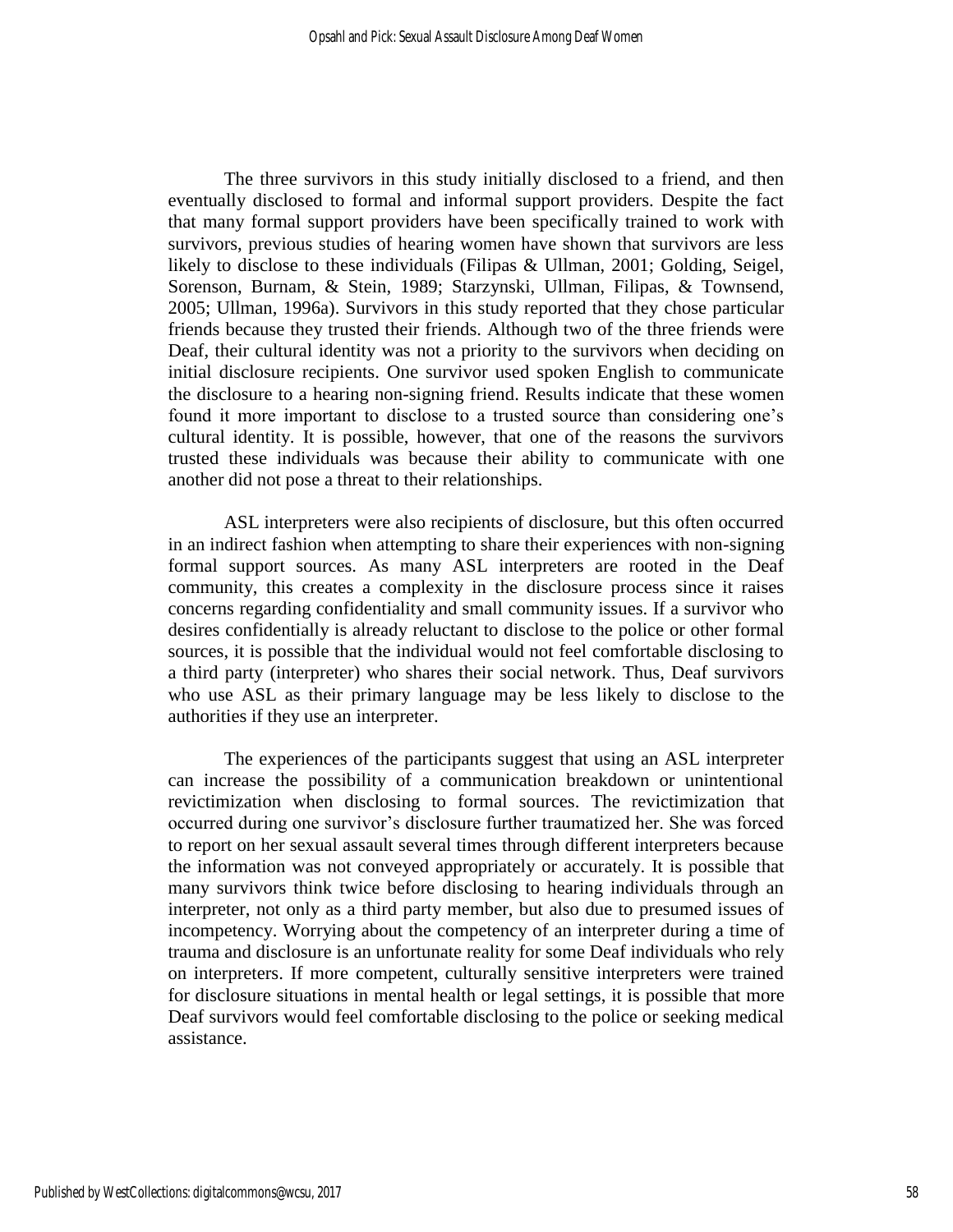The three survivors in this study initially disclosed to a friend, and then eventually disclosed to formal and informal support providers. Despite the fact that many formal support providers have been specifically trained to work with survivors, previous studies of hearing women have shown that survivors are less likely to disclose to these individuals (Filipas & Ullman, 2001; Golding, Seigel, Sorenson, Burnam, & Stein, 1989; Starzynski, Ullman, Filipas, & Townsend, 2005; Ullman, 1996a). Survivors in this study reported that they chose particular friends because they trusted their friends. Although two of the three friends were Deaf, their cultural identity was not a priority to the survivors when deciding on initial disclosure recipients. One survivor used spoken English to communicate the disclosure to a hearing non-signing friend. Results indicate that these women found it more important to disclose to a trusted source than considering one's cultural identity. It is possible, however, that one of the reasons the survivors trusted these individuals was because their ability to communicate with one another did not pose a threat to their relationships.

ASL interpreters were also recipients of disclosure, but this often occurred in an indirect fashion when attempting to share their experiences with non-signing formal support sources. As many ASL interpreters are rooted in the Deaf community, this creates a complexity in the disclosure process since it raises concerns regarding confidentiality and small community issues. If a survivor who desires confidentially is already reluctant to disclose to the police or other formal sources, it is possible that the individual would not feel comfortable disclosing to a third party (interpreter) who shares their social network. Thus, Deaf survivors who use ASL as their primary language may be less likely to disclose to the authorities if they use an interpreter.

The experiences of the participants suggest that using an ASL interpreter can increase the possibility of a communication breakdown or unintentional revictimization when disclosing to formal sources. The revictimization that occurred during one survivor's disclosure further traumatized her. She was forced to report on her sexual assault several times through different interpreters because the information was not conveyed appropriately or accurately. It is possible that many survivors think twice before disclosing to hearing individuals through an interpreter, not only as a third party member, but also due to presumed issues of incompetency. Worrying about the competency of an interpreter during a time of trauma and disclosure is an unfortunate reality for some Deaf individuals who rely on interpreters. If more competent, culturally sensitive interpreters were trained for disclosure situations in mental health or legal settings, it is possible that more Deaf survivors would feel comfortable disclosing to the police or seeking medical assistance.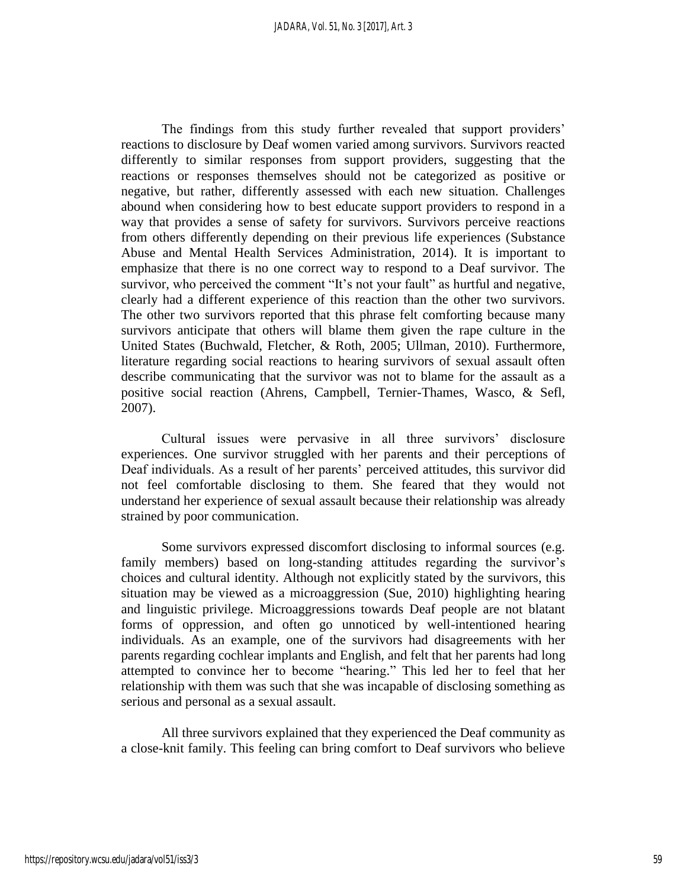The findings from this study further revealed that support providers' reactions to disclosure by Deaf women varied among survivors. Survivors reacted differently to similar responses from support providers, suggesting that the reactions or responses themselves should not be categorized as positive or negative, but rather, differently assessed with each new situation. Challenges abound when considering how to best educate support providers to respond in a way that provides a sense of safety for survivors. Survivors perceive reactions from others differently depending on their previous life experiences (Substance Abuse and Mental Health Services Administration, 2014). It is important to emphasize that there is no one correct way to respond to a Deaf survivor. The survivor, who perceived the comment "It's not your fault" as hurtful and negative, clearly had a different experience of this reaction than the other two survivors. The other two survivors reported that this phrase felt comforting because many survivors anticipate that others will blame them given the rape culture in the United States (Buchwald, Fletcher, & Roth, 2005; Ullman, 2010). Furthermore, literature regarding social reactions to hearing survivors of sexual assault often describe communicating that the survivor was not to blame for the assault as a positive social reaction (Ahrens, Campbell, Ternier-Thames, Wasco, & Sefl, 2007).

Cultural issues were pervasive in all three survivors' disclosure experiences. One survivor struggled with her parents and their perceptions of Deaf individuals. As a result of her parents' perceived attitudes, this survivor did not feel comfortable disclosing to them. She feared that they would not understand her experience of sexual assault because their relationship was already strained by poor communication.

Some survivors expressed discomfort disclosing to informal sources (e.g. family members) based on long-standing attitudes regarding the survivor's choices and cultural identity. Although not explicitly stated by the survivors, this situation may be viewed as a microaggression (Sue, 2010) highlighting hearing and linguistic privilege. Microaggressions towards Deaf people are not blatant forms of oppression, and often go unnoticed by well-intentioned hearing individuals. As an example, one of the survivors had disagreements with her parents regarding cochlear implants and English, and felt that her parents had long attempted to convince her to become "hearing." This led her to feel that her relationship with them was such that she was incapable of disclosing something as serious and personal as a sexual assault.

All three survivors explained that they experienced the Deaf community as a close-knit family. This feeling can bring comfort to Deaf survivors who believe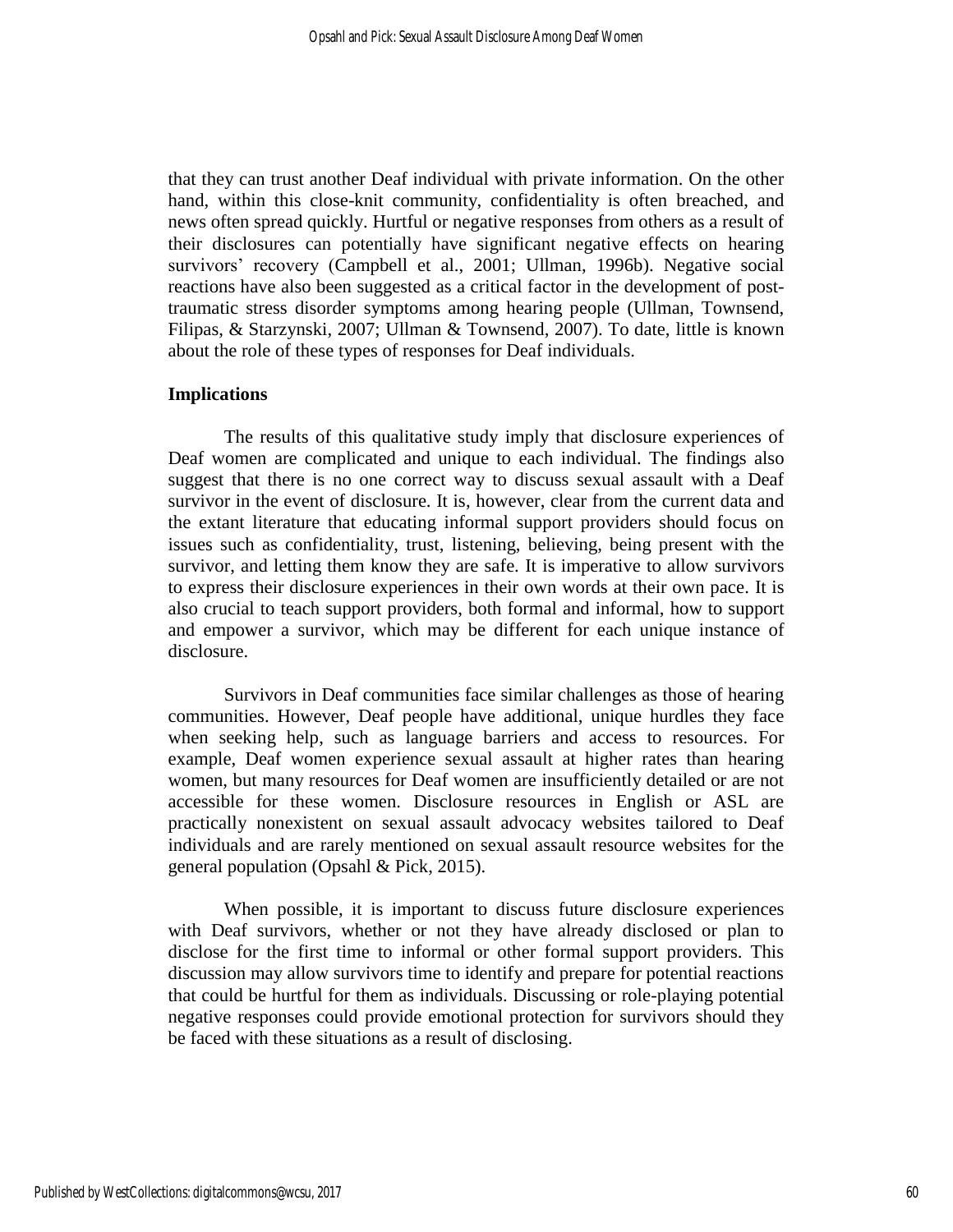that they can trust another Deaf individual with private information. On the other hand, within this close-knit community, confidentiality is often breached, and news often spread quickly. Hurtful or negative responses from others as a result of their disclosures can potentially have significant negative effects on hearing survivors' recovery (Campbell et al., 2001; Ullman, 1996b). Negative social reactions have also been suggested as a critical factor in the development of post-traumatic stress disorder symptoms among hearing people (Ullman, Townsend, Filipas, & Starzynski, 2007; Ullman & Townsend, 2007). To date, little is known about the role of these types of responses for Deaf individuals.

### Implications

The results of this qualitative study imply that disclosure experiences of Deaf women are complicated and unique to each individual. The findings also suggest that there is no one correct way to discuss sexual assault with a Deaf survivor in the event of disclosure. It is, however, clear from the current data and the extant literature that educating informal support providers should focus on issues such as confidentiality, trust, listening, believing, being present with the survivor, and letting them know they are safe. It is imperative to allow survivors to express their disclosure experiences in their own words at their own pace. It is also crucial to teach support providers, both formal and informal, how to support and empower a survivor, which may be different for each unique instance of disclosure.

Survivors in Deaf communities face similar challenges as those of hearing communities. However, Deaf people have additional, unique hurdles they face when seeking help, such as language barriers and access to resources. For example, Deaf women experience sexual assault at higher rates than hearing women, but many resources for Deaf women are insufficiently detailed or are not accessible for these women. Disclosure resources in English or ASL are practically nonexistent on sexual assault advocacy websites tailored to Deaf individuals and are rarely mentioned on sexual assault resource websites for the general population (Opsahl & Pick, 2015).

When possible, it is important to discuss future disclosure experiences with Deaf survivors, whether or not they have already disclosed or plan to disclose for the first time to informal or other formal support providers. This discussion may allow survivors time to identify and prepare for potential reactions that could be hurtful for them as individuals. Discussing or role-playing potential negative responses could provide emotional protection for survivors should they be faced with these situations as a result of disclosing.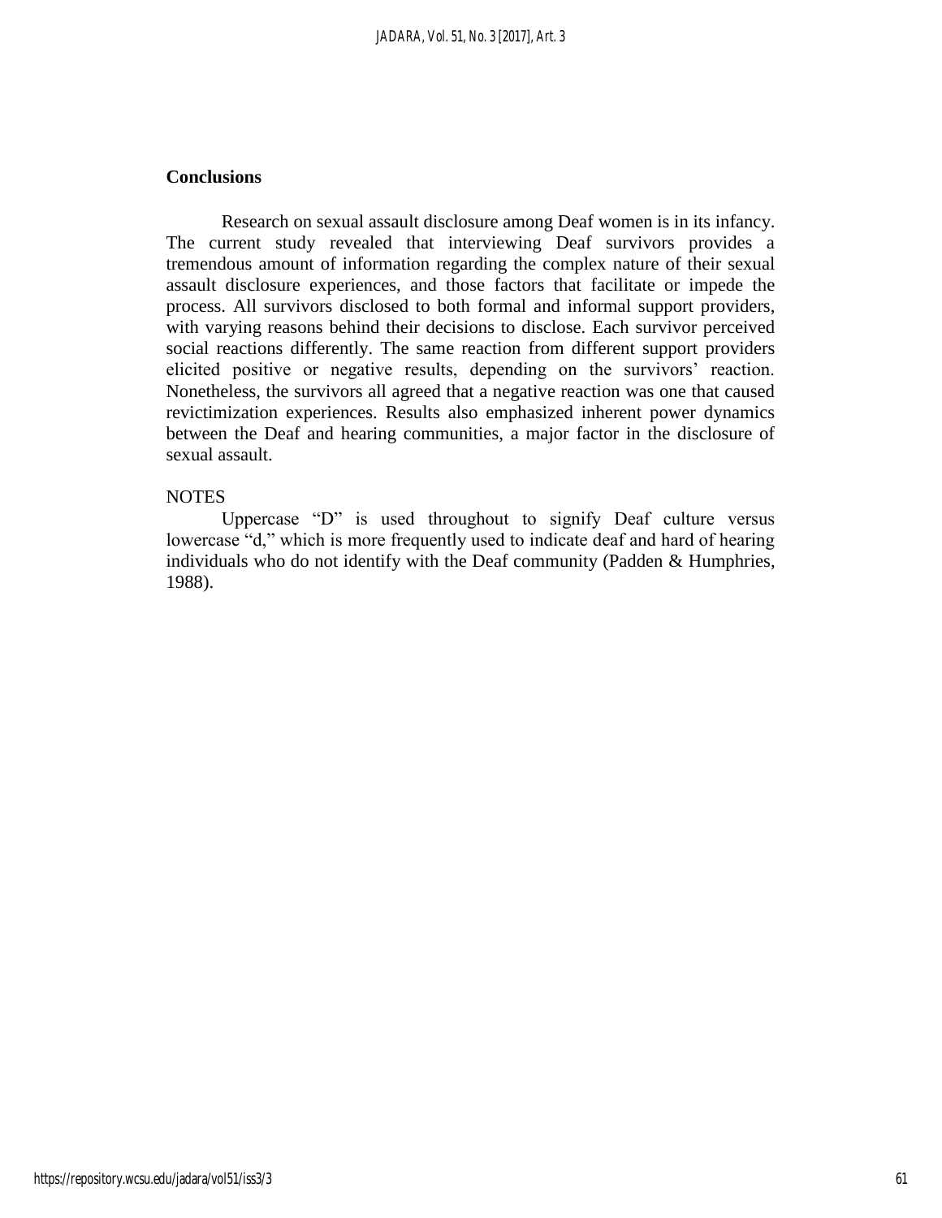## Conclusions

Research on sexual assault disclosure among Deaf women is in its infancy. The current study revealed that interviewing Deaf survivors provides a tremendous amount of information regarding the complex nature of their sexual assault disclosure experiences, and those factors that facilitate or impede the process. All survivors disclosed to both formal and informal support providers, with varying reasons behind their decisions to disclose. Each survivor perceived social reactions differently. The same reaction from different support providers elicited positive or negative results, depending on the survivors' reaction. Nonetheless, the survivors all agreed that a negative reaction was one that caused revictimization experiences. Results also emphasized inherent power dynamics between the Deaf and hearing communities, a major factor in the disclosure of sexual assault.

NOTES

Uppercase "D" is used throughout to signify Deaf culture versus lowercase "d," which is more frequently used to indicate deaf and hard of hearing individuals who do not identify with the Deaf community (Padden & Humphries, 1988).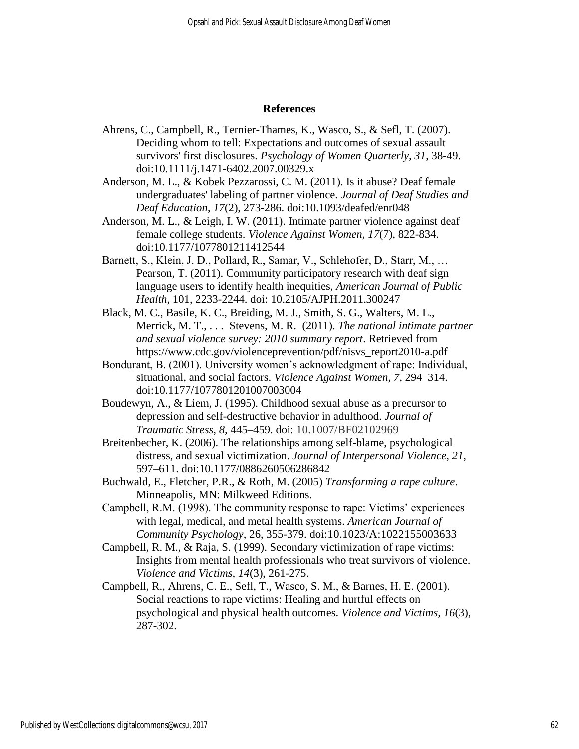## References

Ahrens, C., Campbell, R., Ternier-Thames, K., Wasco, S., & Sefl, T. (2007). Deciding whom to tell: Expectations and outcomes of sexual assault survivors' first disclosures. *Psychology of Women Quarterly, 31*, 38-49. doi:10.1111/j.1471-6402.2007.00329.x

Anderson, M. L., & Kobek Pezzarossi, C. M. (2011). Is it abuse? Deaf female undergraduates' labeling of partner violence. *Journal of Deaf Studies and Deaf Education*, *17*(2), 273-286. doi:10.1093/deafed/enr048

Anderson, M. L., & Leigh, I. W. (2011). Intimate partner violence against deaf female college students. *Violence Against Women, 17*(7), 822-834. doi:10.1177/1077801211412544

Barnett, S., Klein, J. D., Pollard, R., Samar, V., Schlehofer, D., Starr, M., … Pearson, T. (2011). Community participatory research with deaf sign language users to identify health inequities, *American Journal of Public Health*, 101, 2233-2244. doi: 10.2105/AJPH.2011.300247

Black, M. C., Basile, K. C., Breiding, M. J., Smith, S. G., Walters, M. L., Merrick, M. T., . . . Stevens, M. R. (2011). *The national intimate partner and sexual violence survey: 2010 summary report*. Retrieved from https://www.cdc.gov/violenceprevention/pdf/nisvs_report2010-a.pdf

Bondurant, B. (2001). University women's acknowledgment of rape: Individual, situational, and social factors. *Violence Against Women*, *7*, 294–314. doi:10.1177/1077801201007003004

Boudewyn, A., & Liem, J. (1995). Childhood sexual abuse as a precursor to depression and self-destructive behavior in adulthood. *Journal of Traumatic Stress, 8*, 445–459. doi: 10.1007/BF02102969

Breitenbecher, K. (2006). The relationships among self-blame, psychological distress, and sexual victimization. *Journal of Interpersonal Violence, 21,* 597–611. doi:10.1177/0886260506286842

Buchwald, E., Fletcher, P.R., & Roth, M. (2005) *Transforming a rape culture*. Minneapolis, MN: Milkweed Editions.

Campbell, R.M. (1998). The community response to rape: Victims' experiences with legal, medical, and metal health systems. *American Journal of Community Psychology*, 26, 355-379. doi:10.1023/A:1022155003633

Campbell, R. M., & Raja, S. (1999). Secondary victimization of rape victims: Insights from mental health professionals who treat survivors of violence. *Violence and Victims, 14*(3), 261-275.

Campbell, R., Ahrens, C. E., Sefl, T., Wasco, S. M., & Barnes, H. E. (2001). Social reactions to rape victims: Healing and hurtful effects on psychological and physical health outcomes. *Violence and Victims, 16*(3), 287-302.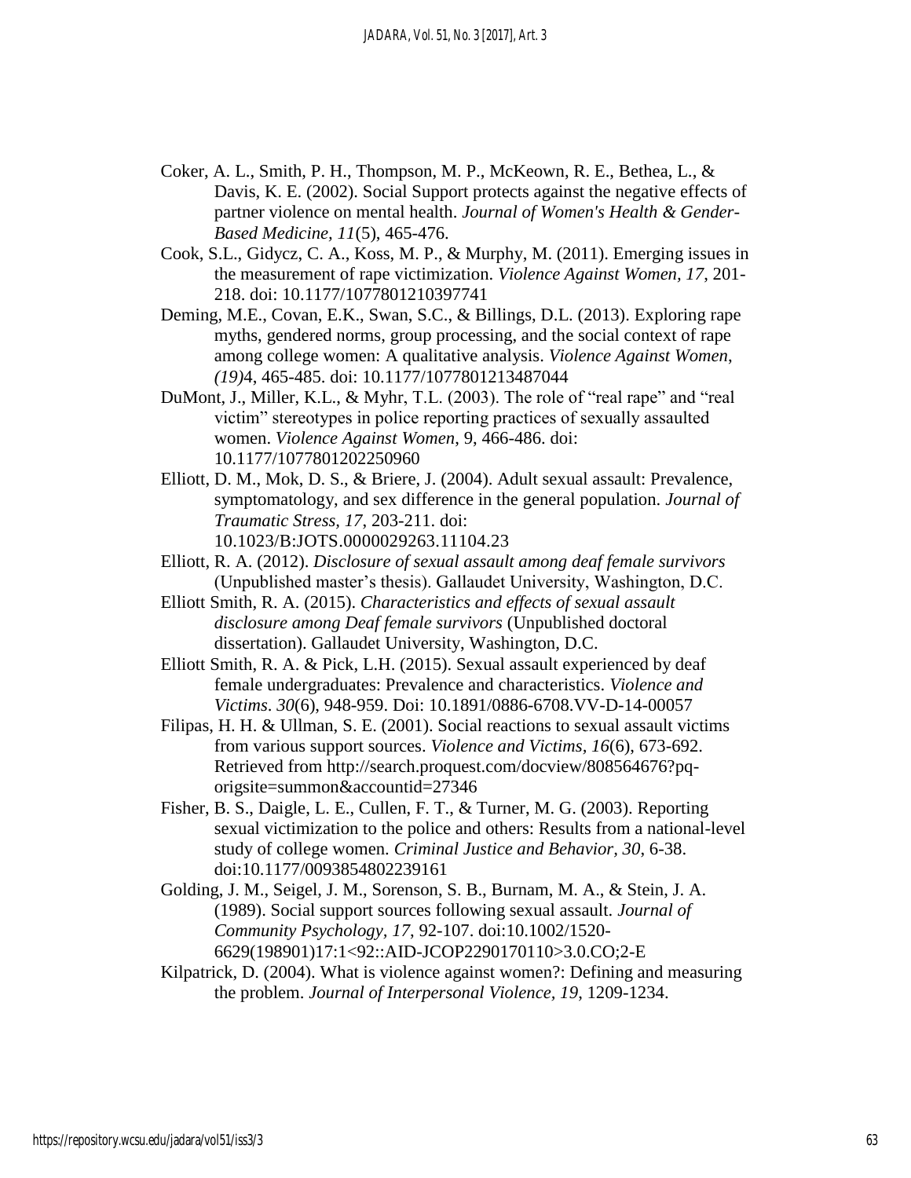Coker, A. L., Smith, P. H., Thompson, M. P., McKeown, R. E., Bethea, L., & Davis, K. E. (2002). Social Support protects against the negative effects of partner violence on mental health. *Journal of Women's Health & Gender-Based Medicine, 11*(5), 465-476.

Cook, S.L., Gidycz, C. A., Koss, M. P., & Murphy, M. (2011). Emerging issues in the measurement of rape victimization. *Violence Against Women, 17*, 201-218. doi: 10.1177/1077801210397741

Deming, M.E., Covan, E.K., Swan, S.C., & Billings, D.L. (2013). Exploring rape myths, gendered norms, group processing, and the social context of rape among college women: A qualitative analysis. *Violence Against Women, (19)*4, 465-485. doi: 10.1177/1077801213487044

DuMont, J., Miller, K.L., & Myhr, T.L. (2003). The role of "real rape" and "real victim" stereotypes in police reporting practices of sexually assaulted women. *Violence Against Women*, 9, 466-486. doi: 10.1177/1077801202250960

Elliott, D. M., Mok, D. S., & Briere, J. (2004). Adult sexual assault: Prevalence, symptomatology, and sex difference in the general population. *Journal of Traumatic Stress, 17*, 203-211. doi: 10.1023/B:JOTS.0000029263.11104.23

Elliott, R. A. (2012). *Disclosure of sexual assault among deaf female survivors* (Unpublished master's thesis). Gallaudet University, Washington, D.C.

Elliott Smith, R. A. (2015). *Characteristics and effects of sexual assault disclosure among Deaf female survivors* (Unpublished doctoral dissertation). Gallaudet University, Washington, D.C.

Elliott Smith, R. A. & Pick, L.H. (2015). Sexual assault experienced by deaf female undergraduates: Prevalence and characteristics. *Violence and Victims*. *30*(6), 948-959. Doi: 10.1891/0886-6708.VV-D-14-00057

Filipas, H. H. & Ullman, S. E. (2001). Social reactions to sexual assault victims from various support sources. *Violence and Victims, 16*(6), 673-692. Retrieved from http://search.proquest.com/docview/808564676?pq-origsite=summon&accountid=27346

Fisher, B. S., Daigle, L. E., Cullen, F. T., & Turner, M. G. (2003). Reporting sexual victimization to the police and others: Results from a national-level study of college women. *Criminal Justice and Behavior, 30*, 6-38. doi:10.1177/0093854802239161

Golding, J. M., Seigel, J. M., Sorenson, S. B., Burnam, M. A., & Stein, J. A. (1989). Social support sources following sexual assault. *Journal of Community Psychology, 17*, 92-107. doi:10.1002/1520-6629(198901)17:1<92::AID-JCOP2290170110>3.0.CO;2-E

Kilpatrick, D. (2004). What is violence against women?: Defining and measuring the problem. *Journal of Interpersonal Violence, 19*, 1209-1234.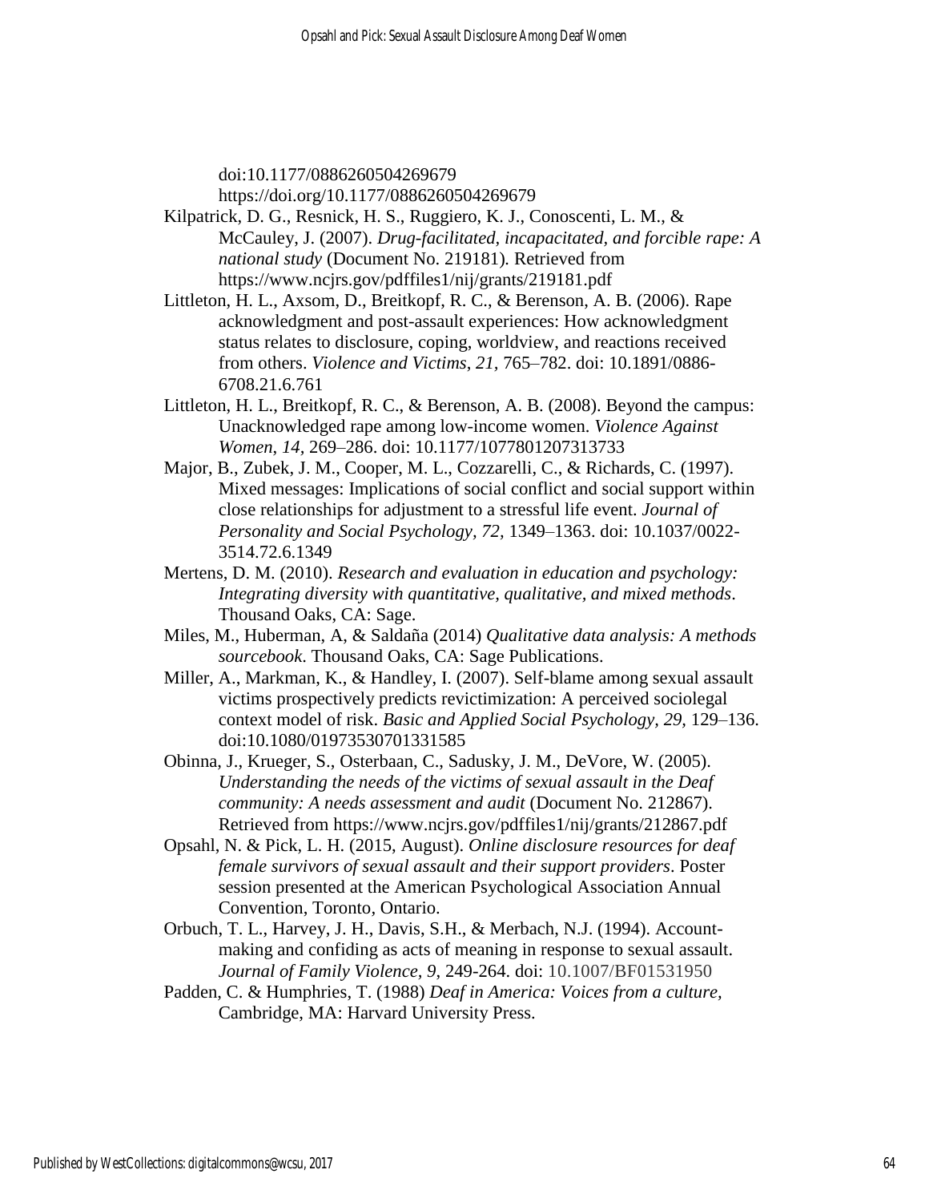doi:10.1177/0886260504269679
https://doi.org/10.1177/0886260504269679

Kilpatrick, D. G., Resnick, H. S., Ruggiero, K. J., Conoscenti, L. M., & McCauley, J. (2007). *Drug-facilitated, incapacitated, and forcible rape: A national study* (Document No. 219181). Retrieved from https://www.ncjrs.gov/pdffiles1/nij/grants/219181.pdf

Littleton, H. L., Axsom, D., Breitkopf, R. C., & Berenson, A. B. (2006). Rape acknowledgment and post-assault experiences: How acknowledgment status relates to disclosure, coping, worldview, and reactions received from others. *Violence and Victims*, *21*, 765–782. doi: 10.1891/0886-6708.21.6.761

Littleton, H. L., Breitkopf, R. C., & Berenson, A. B. (2008). Beyond the campus: Unacknowledged rape among low-income women. *Violence Against Women*, *14*, 269–286. doi: 10.1177/1077801207313733

Major, B., Zubek, J. M., Cooper, M. L., Cozzarelli, C., & Richards, C. (1997). Mixed messages: Implications of social conflict and social support within close relationships for adjustment to a stressful life event. *Journal of Personality and Social Psychology, 72*, 1349–1363. doi: 10.1037/0022-3514.72.6.1349

Mertens, D. M. (2010). *Research and evaluation in education and psychology: Integrating diversity with quantitative, qualitative, and mixed methods*. Thousand Oaks, CA: Sage.

Miles, M., Huberman, A, & Saldaña (2014) *Qualitative data analysis: A methods sourcebook*. Thousand Oaks, CA: Sage Publications.

Miller, A., Markman, K., & Handley, I. (2007). Self-blame among sexual assault victims prospectively predicts revictimization: A perceived sociolegal context model of risk. *Basic and Applied Social Psychology, 29*, 129–136. doi:10.1080/01973530701331585

Obinna, J., Krueger, S., Osterbaan, C., Sadusky, J. M., DeVore, W. (2005). *Understanding the needs of the victims of sexual assault in the Deaf community: A needs assessment and audit* (Document No. 212867). Retrieved from https://www.ncjrs.gov/pdffiles1/nij/grants/212867.pdf

Opsahl, N. & Pick, L. H. (2015, August). *Online disclosure resources for deaf female survivors of sexual assault and their support providers*. Poster session presented at the American Psychological Association Annual Convention, Toronto, Ontario.

Orbuch, T. L., Harvey, J. H., Davis, S.H., & Merbach, N.J. (1994). Account-making and confiding as acts of meaning in response to sexual assault. *Journal of Family Violence, 9*, 249-264. doi: 10.1007/BF01531950

Padden, C. & Humphries, T. (1988) *Deaf in America: Voices from a culture*, Cambridge, MA: Harvard University Press.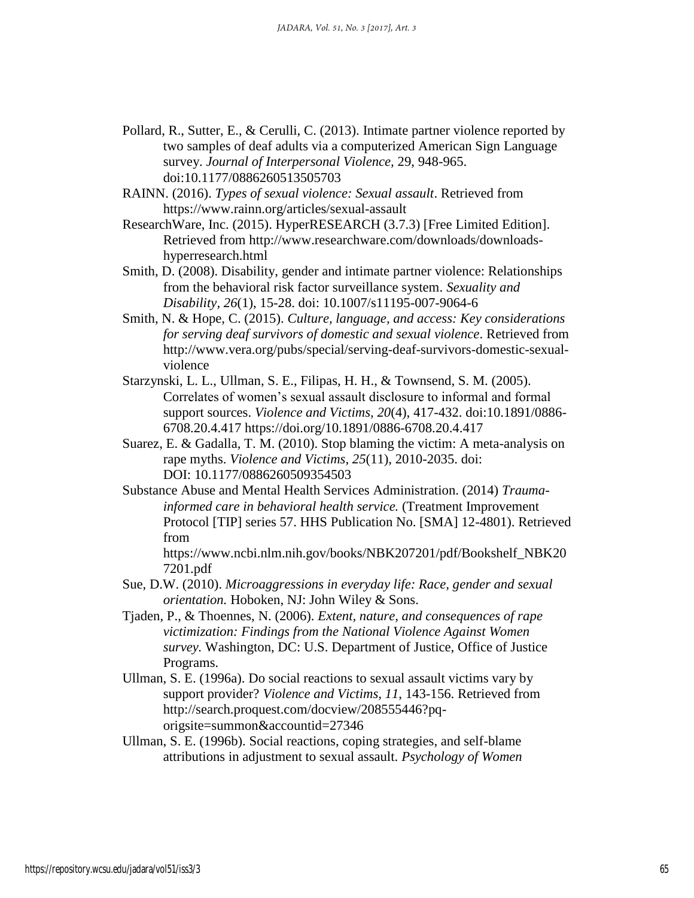Pollard, R., Sutter, E., & Cerulli, C. (2013). Intimate partner violence reported by two samples of deaf adults via a computerized American Sign Language survey. *Journal of Interpersonal Violence,* 29, 948-965. doi:10.1177/0886260513505703

RAINN. (2016). *Types of sexual violence: Sexual assault*. Retrieved from https://www.rainn.org/articles/sexual-assault

ResearchWare, Inc. (2015). HyperRESEARCH (3.7.3) [Free Limited Edition]. Retrieved from http://www.researchware.com/downloads/downloads-hyperresearch.html

Smith, D. (2008). Disability, gender and intimate partner violence: Relationships from the behavioral risk factor surveillance system. *Sexuality and Disability, 26*(1), 15-28. doi: 10.1007/s11195-007-9064-6

Smith, N. & Hope, C. (2015). *Culture, language, and access: Key considerations for serving deaf survivors of domestic and sexual violence*. Retrieved from http://www.vera.org/pubs/special/serving-deaf-survivors-domestic-sexual-violence

Starzynski, L. L., Ullman, S. E., Filipas, H. H., & Townsend, S. M. (2005). Correlates of women's sexual assault disclosure to informal and formal support sources. *Violence and Victims, 20*(4), 417-432. doi:10.1891/0886-6708.20.4.417 https://doi.org/10.1891/0886-6708.20.4.417

Suarez, E. & Gadalla, T. M. (2010). Stop blaming the victim: A meta-analysis on rape myths. *Violence and Victims*, *25*(11), 2010-2035. doi: DOI: 10.1177/0886260509354503

Substance Abuse and Mental Health Services Administration. (2014) *Trauma-informed care in behavioral health service.* (Treatment Improvement Protocol [TIP] series 57. HHS Publication No. [SMA] 12-4801). Retrieved from https://www.ncbi.nlm.nih.gov/books/NBK207201/pdf/Bookshelf_NBK207201.pdf

Sue, D.W. (2010). *Microaggressions in everyday life: Race, gender and sexual orientation.* Hoboken, NJ: John Wiley & Sons.

Tjaden, P., & Thoennes, N. (2006). *Extent, nature, and consequences of rape victimization: Findings from the National Violence Against Women survey.* Washington, DC: U.S. Department of Justice, Office of Justice Programs.

Ullman, S. E. (1996a). Do social reactions to sexual assault victims vary by support provider? *Violence and Victims, 11*, 143-156. Retrieved from http://search.proquest.com/docview/208555446?pq-origsite=summon&accountid=27346

Ullman, S. E. (1996b). Social reactions, coping strategies, and self-blame attributions in adjustment to sexual assault. *Psychology of Women*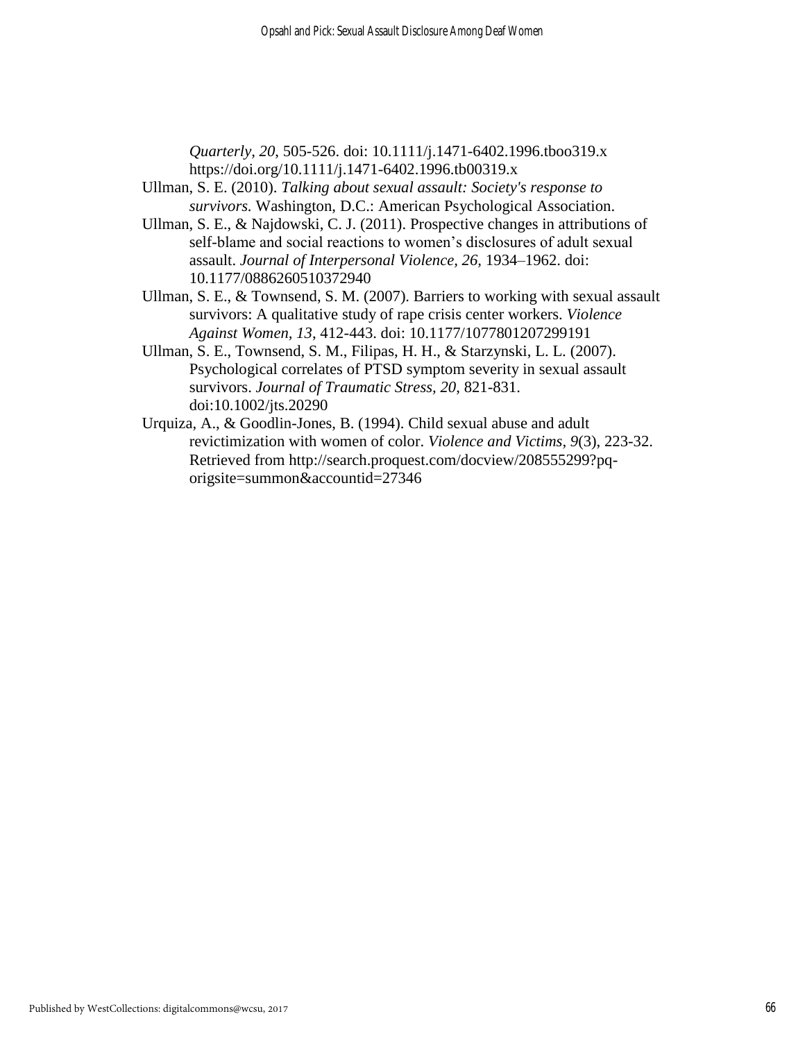*Quarterly, 20*, 505-526. doi: 10.1111/j.1471-6402.1996.tboo319.x https://doi.org/10.1111/j.1471-6402.1996.tb00319.x

Ullman, S. E. (2010). *Talking about sexual assault: Society's response to survivors.* Washington, D.C.: American Psychological Association.

Ullman, S. E., & Najdowski, C. J. (2011). Prospective changes in attributions of self-blame and social reactions to women's disclosures of adult sexual assault. *Journal of Interpersonal Violence, 26*, 1934–1962. doi: 10.1177/0886260510372940

Ullman, S. E., & Townsend, S. M. (2007). Barriers to working with sexual assault survivors: A qualitative study of rape crisis center workers. *Violence Against Women, 13*, 412-443. doi: 10.1177/1077801207299191

Ullman, S. E., Townsend, S. M., Filipas, H. H., & Starzynski, L. L. (2007). Psychological correlates of PTSD symptom severity in sexual assault survivors. *Journal of Traumatic Stress, 20*, 821-831. doi:10.1002/jts.20290

Urquiza, A., & Goodlin-Jones, B. (1994). Child sexual abuse and adult revictimization with women of color. *Violence and Victims, 9*(3), 223-32. Retrieved from http://search.proquest.com/docview/208555299?pq-origsite=summon&accountid=27346